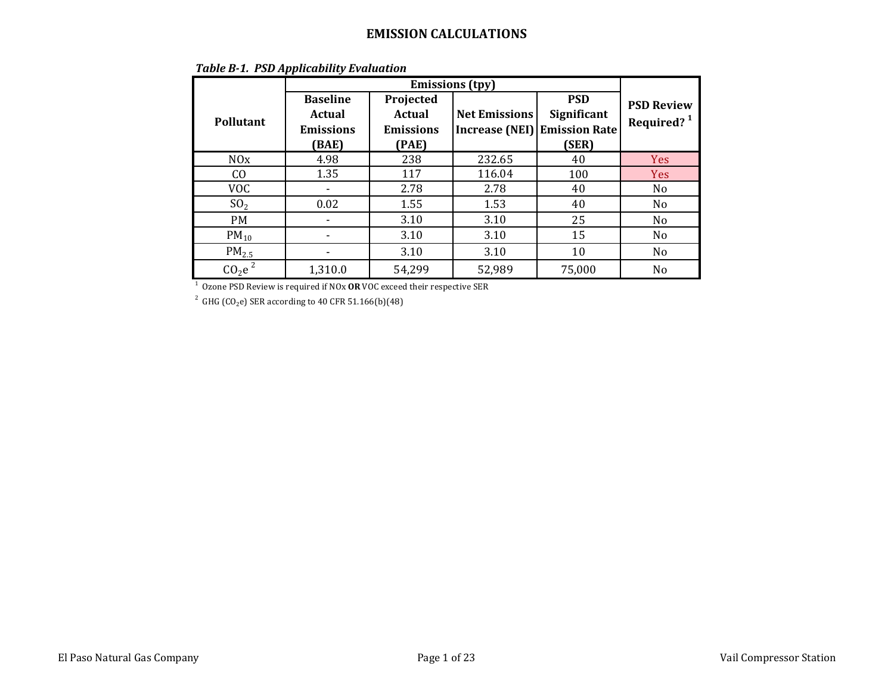# EMISSION CALCULATIONS

***Table B-1. PSD Applicability Evaluation***

| Pollutant | Emissions (tpy) | | | | PSD Review Required? [1] |
|---|---|---|---|---|---|
| | Baseline Actual Emissions (BAE) | Projected Actual Emissions (PAE) | Net Emissions Increase (NEI) | PSD Significant Emission Rate (SER) | |
| NOx | 4.98 | 238 | 232.65 | 40 | Yes |
| CO | 1.35 | 117 | 116.04 | 100 | Yes |
| VOC | - | 2.78 | 2.78 | 40 | No |
| $SO_2$ | 0.02 | 1.55 | 1.53 | 40 | No |
| PM | - | 3.10 | 3.10 | 25 | No |
| $PM_{10}$ | - | 3.10 | 3.10 | 15 | No |
| $PM_{2.5}$ | - | 3.10 | 3.10 | 10 | No |
| $CO_2e$ [2] | 1,310.0 | 54,299 | 52,989 | 75,000 | No |

[1] Ozone PSD Review is required if NOx **OR** VOC exceed their respective SER

[2] GHG ($CO_2e$) SER according to 40 CFR 51.166(b)(48)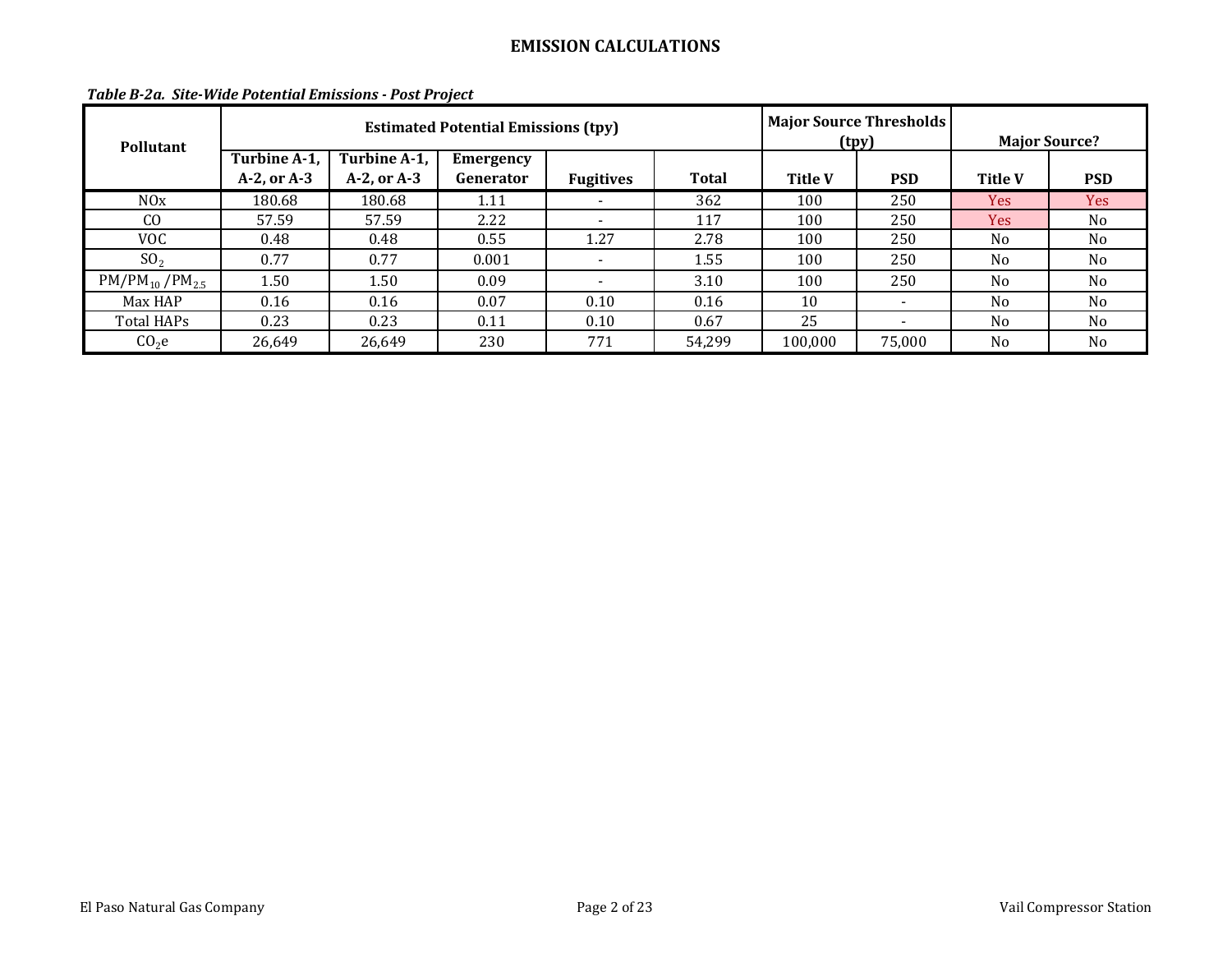## EMISSION CALCULATIONS

***Table B-2a. Site-Wide Potential Emissions - Post Project***

| Pollutant | Estimated Potential Emissions (tpy) | | | | | Major Source Thresholds (tpy) | | Major Source? | |
|---|---|---|---|---|---|---|---|---|---|
| | Turbine A-1, A-2, or A-3 | Turbine A-1, A-2, or A-3 | Emergency Generator | Fugitives | Total | Title V | PSD | Title V | PSD |
| NOx | 180.68 | 180.68 | 1.11 | - | 362 | 100 | 250 | Yes | Yes |
| CO | 57.59 | 57.59 | 2.22 | - | 117 | 100 | 250 | Yes | No |
| VOC | 0.48 | 0.48 | 0.55 | 1.27 | 2.78 | 100 | 250 | No | No |
| $SO_2$ | 0.77 | 0.77 | 0.001 | - | 1.55 | 100 | 250 | No | No |
| $PM/PM_{10}/PM_{2.5}$ | 1.50 | 1.50 | 0.09 | - | 3.10 | 100 | 250 | No | No |
| Max HAP | 0.16 | 0.16 | 0.07 | 0.10 | 0.16 | 10 | - | No | No |
| Total HAPs | 0.23 | 0.23 | 0.11 | 0.10 | 0.67 | 25 | - | No | No |
| $CO_2e$ | 26,649 | 26,649 | 230 | 771 | 54,299 | 100,000 | 75,000 | No | No |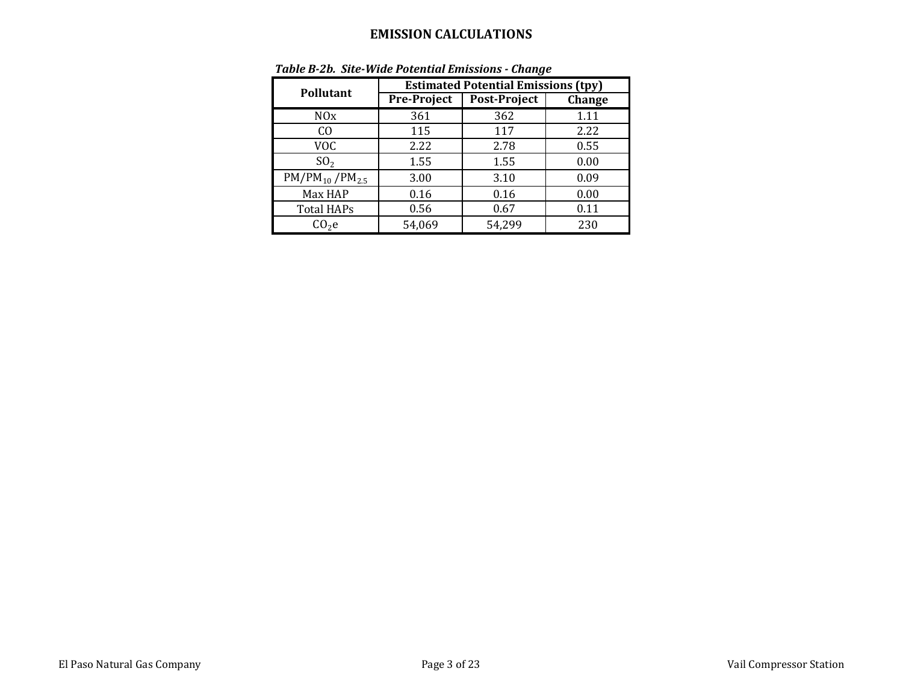# EMISSION CALCULATIONS

*Table B-2b. Site-Wide Potential Emissions - Change*

| Pollutant | Estimated Potential Emissions (tpy) | | |
|---|---|---|---|
| | Pre-Project | Post-Project | Change |
| NOx | 361 | 362 | 1.11 |
| CO | 115 | 117 | 2.22 |
| VOC | 2.22 | 2.78 | 0.55 |
| $SO_2$ | 1.55 | 1.55 | 0.00 |
| $PM/PM_{10}/PM_{2.5}$ | 3.00 | 3.10 | 0.09 |
| Max HAP | 0.16 | 0.16 | 0.00 |
| Total HAPs | 0.56 | 0.67 | 0.11 |
| $CO_2e$ | 54,069 | 54,299 | 230 |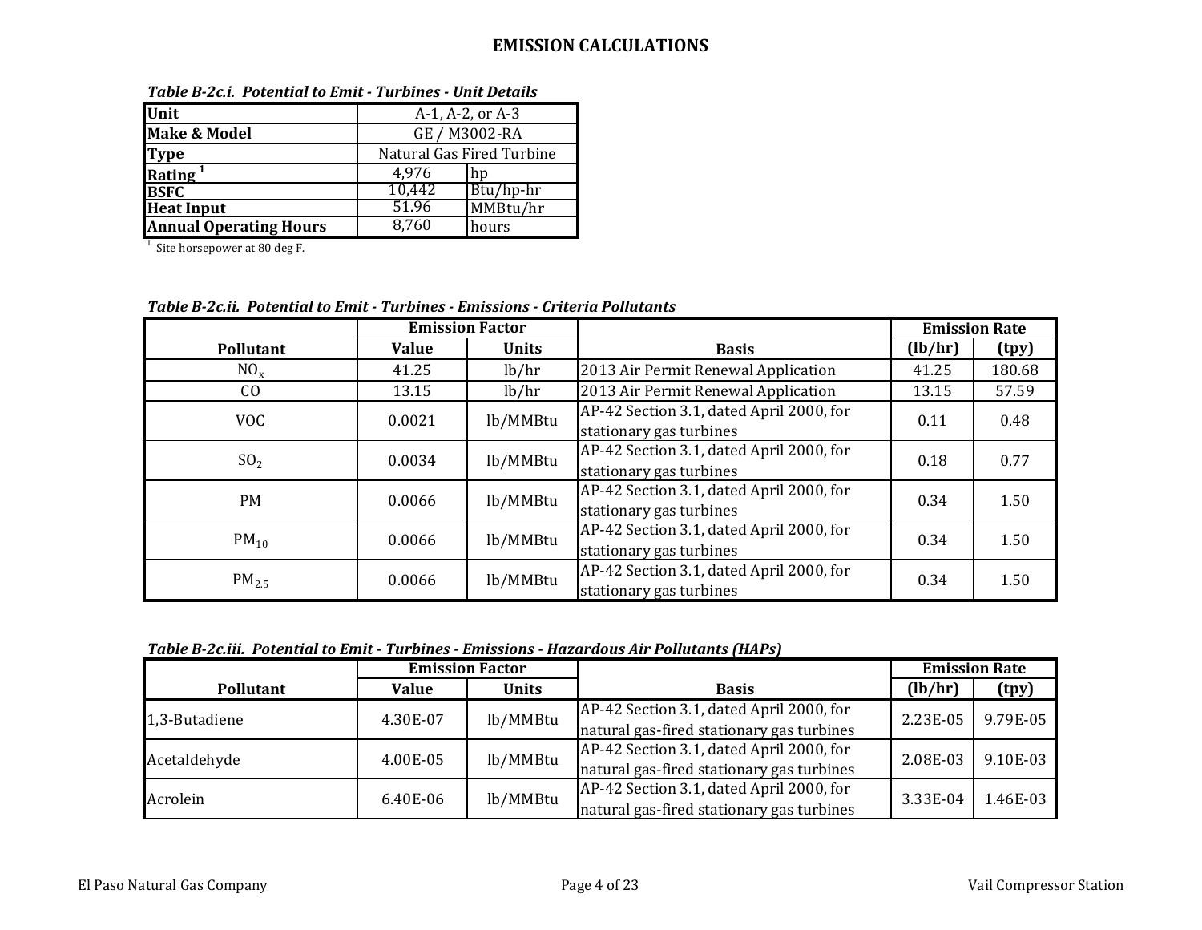# EMISSION CALCULATIONS

***Table B-2c.i. Potential to Emit - Turbines - Unit Details***

| | | |
|---|---|---|
| **Unit** | A-1, A-2, or A-3 | |
| **Make & Model** | GE / M3002-RA | |
| **Type** | Natural Gas Fired Turbine | |
| **Rating** [1] | 4,976 | hp |
| **BSFC** | 10,442 | Btu/hp-hr |
| **Heat Input** | 51.96 | MMBtu/hr |
| **Annual Operating Hours** | 8,760 | hours |

[1] Site horsepower at 80 deg F.

***Table B-2c.ii. Potential to Emit - Turbines - Emissions - Criteria Pollutants***

| | Emission Factor | | | Emission Rate | |
|---|---|---|---|---|---|
| **Pollutant** | **Value** | **Units** | **Basis** | **(lb/hr)** | **(tpy)** |
| $NO_x$ | 41.25 | lb/hr | 2013 Air Permit Renewal Application | 41.25 | 180.68 |
| CO | 13.15 | lb/hr | 2013 Air Permit Renewal Application | 13.15 | 57.59 |
| VOC | 0.0021 | lb/MMBtu | AP-42 Section 3.1, dated April 2000, for stationary gas turbines | 0.11 | 0.48 |
| $SO_2$ | 0.0034 | lb/MMBtu | AP-42 Section 3.1, dated April 2000, for stationary gas turbines | 0.18 | 0.77 |
| PM | 0.0066 | lb/MMBtu | AP-42 Section 3.1, dated April 2000, for stationary gas turbines | 0.34 | 1.50 |
| $PM_{10}$ | 0.0066 | lb/MMBtu | AP-42 Section 3.1, dated April 2000, for stationary gas turbines | 0.34 | 1.50 |
| $PM_{2.5}$ | 0.0066 | lb/MMBtu | AP-42 Section 3.1, dated April 2000, for stationary gas turbines | 0.34 | 1.50 |

***Table B-2c.iii. Potential to Emit - Turbines - Emissions - Hazardous Air Pollutants (HAPs)***

| | Emission Factor | | | Emission Rate | |
|---|---|---|---|---|---|
| **Pollutant** | **Value** | **Units** | **Basis** | **(lb/hr)** | **(tpy)** |
| 1,3-Butadiene | 4.30E-07 | lb/MMBtu | AP-42 Section 3.1, dated April 2000, for natural gas-fired stationary gas turbines | 2.23E-05 | 9.79E-05 |
| Acetaldehyde | 4.00E-05 | lb/MMBtu | AP-42 Section 3.1, dated April 2000, for natural gas-fired stationary gas turbines | 2.08E-03 | 9.10E-03 |
| Acrolein | 6.40E-06 | lb/MMBtu | AP-42 Section 3.1, dated April 2000, for natural gas-fired stationary gas turbines | 3.33E-04 | 1.46E-03 |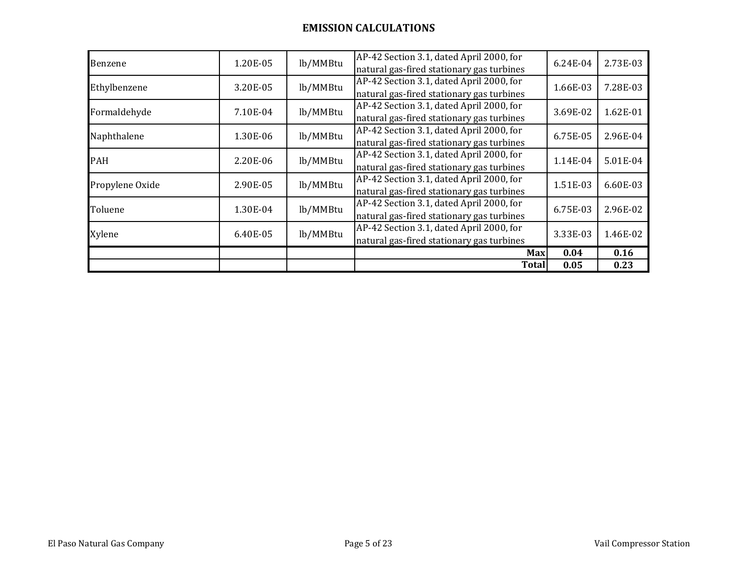## EMISSION CALCULATIONS

| | | | | | |
|---|---|---|---|---|---|
| Benzene | 1.20E-05 | lb/MMBtu | AP-42 Section 3.1, dated April 2000, for natural gas-fired stationary gas turbines | 6.24E-04 | 2.73E-03 |
| Ethylbenzene | 3.20E-05 | lb/MMBtu | AP-42 Section 3.1, dated April 2000, for natural gas-fired stationary gas turbines | 1.66E-03 | 7.28E-03 |
| Formaldehyde | 7.10E-04 | lb/MMBtu | AP-42 Section 3.1, dated April 2000, for natural gas-fired stationary gas turbines | 3.69E-02 | 1.62E-01 |
| Naphthalene | 1.30E-06 | lb/MMBtu | AP-42 Section 3.1, dated April 2000, for natural gas-fired stationary gas turbines | 6.75E-05 | 2.96E-04 |
| PAH | 2.20E-06 | lb/MMBtu | AP-42 Section 3.1, dated April 2000, for natural gas-fired stationary gas turbines | 1.14E-04 | 5.01E-04 |
| Propylene Oxide | 2.90E-05 | lb/MMBtu | AP-42 Section 3.1, dated April 2000, for natural gas-fired stationary gas turbines | 1.51E-03 | 6.60E-03 |
| Toluene | 1.30E-04 | lb/MMBtu | AP-42 Section 3.1, dated April 2000, for natural gas-fired stationary gas turbines | 6.75E-03 | 2.96E-02 |
| Xylene | 6.40E-05 | lb/MMBtu | AP-42 Section 3.1, dated April 2000, for natural gas-fired stationary gas turbines | 3.33E-03 | 1.46E-02 |
| | | | **Max** | **0.04** | **0.16** |
| | | | **Total** | **0.05** | **0.23** |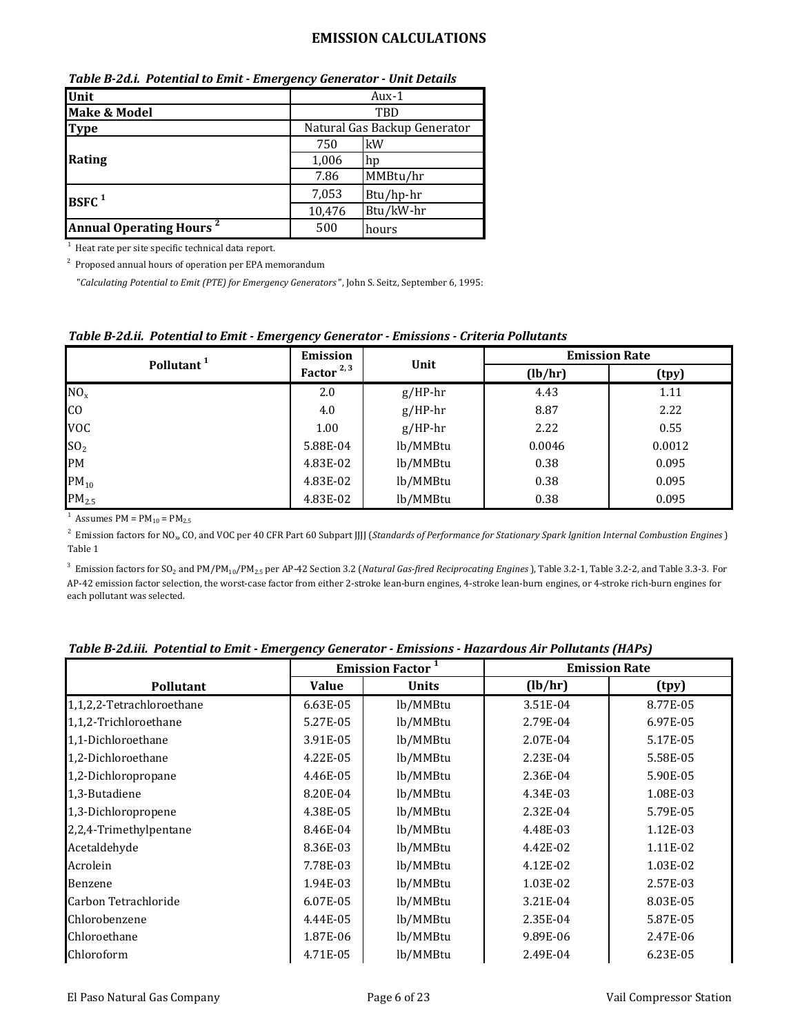# EMISSION CALCULATIONS

*Table B-2d.i. Potential to Emit - Emergency Generator - Unit Details*

| Unit | Aux-1 | |
|---|---|---|
| Make & Model | TBD | |
| Type | Natural Gas Backup Generator | |
| Rating | 750 | kW |
| | 1,006 | hp |
| | 7.86 | MMBtu/hr |
| BSFC [1] | 7,053 | Btu/hp-hr |
| | 10,476 | Btu/kW-hr |
| Annual Operating Hours [2] | 500 | hours |

[1] Heat rate per site specific technical data report.

[2] Proposed annual hours of operation per EPA memorandum "*Calculating Potential to Emit (PTE) for Emergency Generators*", John S. Seitz, September 6, 1995:

*Table B-2d.ii. Potential to Emit - Emergency Generator - Emissions - Criteria Pollutants*

| Pollutant [1] | Emission Factor [2, 3] | Unit | Emission Rate | |
|---|---|---|---|---|
| | | | (lb/hr) | (tpy) |
| $NO_x$ | 2.0 | g/HP-hr | 4.43 | 1.11 |
| CO | 4.0 | g/HP-hr | 8.87 | 2.22 |
| VOC | 1.00 | g/HP-hr | 2.22 | 0.55 |
| $SO_2$ | 5.88E-04 | lb/MMBtu | 0.0046 | 0.0012 |
| PM | 4.83E-02 | lb/MMBtu | 0.38 | 0.095 |
| $PM_{10}$ | 4.83E-02 | lb/MMBtu | 0.38 | 0.095 |
| $PM_{2.5}$ | 4.83E-02 | lb/MMBtu | 0.38 | 0.095 |

[1] Assumes PM = $PM_{10}$ = $PM_{2.5}$

[2] Emission factors for $NO_x$, CO, and VOC per 40 CFR Part 60 Subpart JJJJ (*Standards of Performance for Stationary Spark Ignition Internal Combustion Engines*) Table 1

[3] Emission factors for $SO_2$ and PM/$PM_{10}$/$PM_{2.5}$ per AP-42 Section 3.2 (*Natural Gas-fired Reciprocating Engines*), Table 3.2-1, Table 3.2-2, and Table 3.3-3. For AP-42 emission factor selection, the worst-case factor from either 2-stroke lean-burn engines, 4-stroke lean-burn engines, or 4-stroke rich-burn engines for each pollutant was selected.

*Table B-2d.iii. Potential to Emit - Emergency Generator - Emissions - Hazardous Air Pollutants (HAPs)*

| | Emission Factor [1] | | Emission Rate | |
|---|---|---|---|---|
| Pollutant | Value | Units | (lb/hr) | (tpy) |
| 1,1,2,2-Tetrachloroethane | 6.63E-05 | lb/MMBtu | 3.51E-04 | 8.77E-05 |
| 1,1,2-Trichloroethane | 5.27E-05 | lb/MMBtu | 2.79E-04 | 6.97E-05 |
| 1,1-Dichloroethane | 3.91E-05 | lb/MMBtu | 2.07E-04 | 5.17E-05 |
| 1,2-Dichloroethane | 4.22E-05 | lb/MMBtu | 2.23E-04 | 5.58E-05 |
| 1,2-Dichloropropane | 4.46E-05 | lb/MMBtu | 2.36E-04 | 5.90E-05 |
| 1,3-Butadiene | 8.20E-04 | lb/MMBtu | 4.34E-03 | 1.08E-03 |
| 1,3-Dichloropropene | 4.38E-05 | lb/MMBtu | 2.32E-04 | 5.79E-05 |
| 2,2,4-Trimethylpentane | 8.46E-04 | lb/MMBtu | 4.48E-03 | 1.12E-03 |
| Acetaldehyde | 8.36E-03 | lb/MMBtu | 4.42E-02 | 1.11E-02 |
| Acrolein | 7.78E-03 | lb/MMBtu | 4.12E-02 | 1.03E-02 |
| Benzene | 1.94E-03 | lb/MMBtu | 1.03E-02 | 2.57E-03 |
| Carbon Tetrachloride | 6.07E-05 | lb/MMBtu | 3.21E-04 | 8.03E-05 |
| Chlorobenzene | 4.44E-05 | lb/MMBtu | 2.35E-04 | 5.87E-05 |
| Chloroethane | 1.87E-06 | lb/MMBtu | 9.89E-06 | 2.47E-06 |
| Chloroform | 4.71E-05 | lb/MMBtu | 2.49E-04 | 6.23E-05 |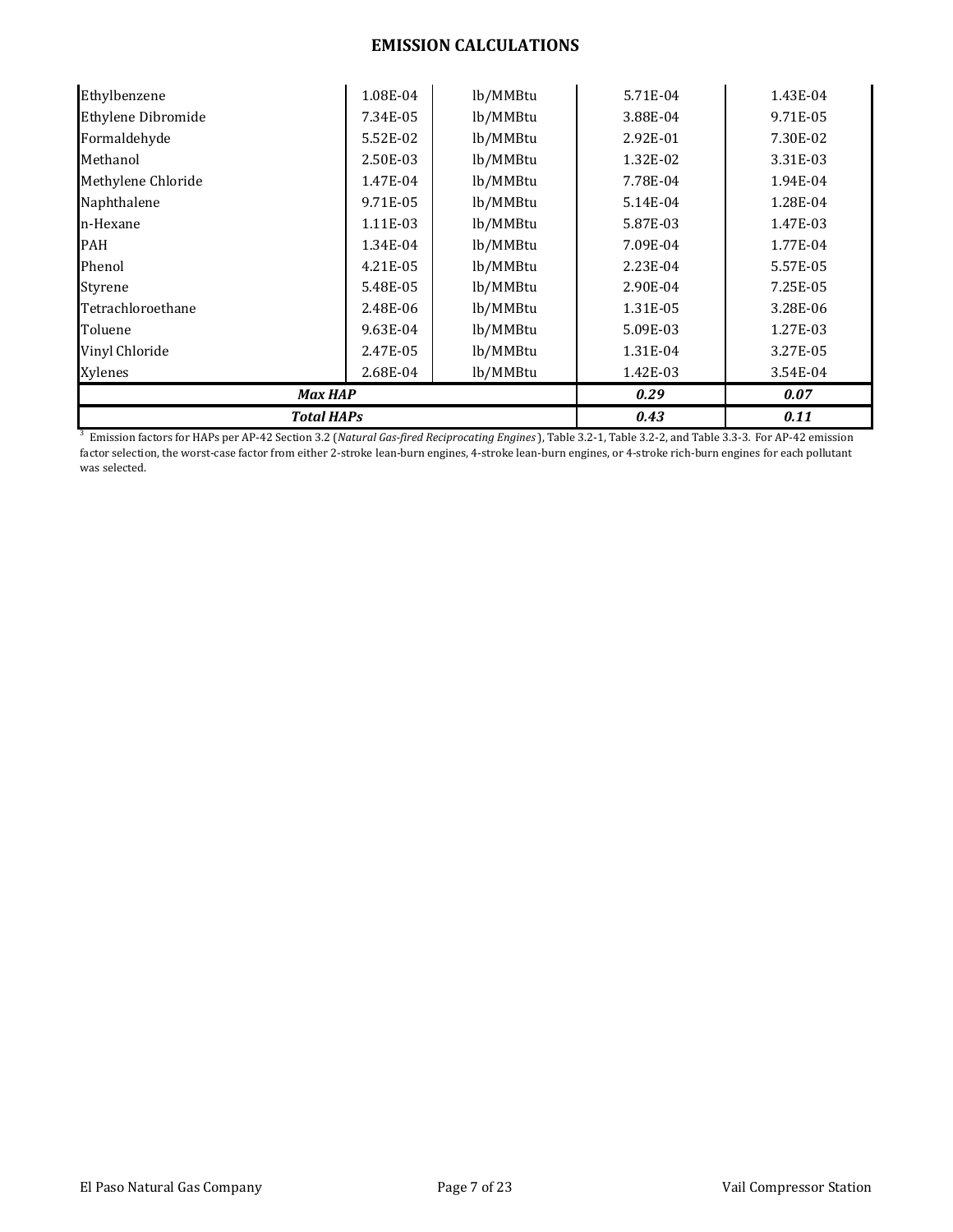# EMISSION CALCULATIONS

| | | | | |
|---|---|---|---|---|
| Ethylbenzene | 1.08E-04 | lb/MMBtu | 5.71E-04 | 1.43E-04 |
| Ethylene Dibromide | 7.34E-05 | lb/MMBtu | 3.88E-04 | 9.71E-05 |
| Formaldehyde | 5.52E-02 | lb/MMBtu | 2.92E-01 | 7.30E-02 |
| Methanol | 2.50E-03 | lb/MMBtu | 1.32E-02 | 3.31E-03 |
| Methylene Chloride | 1.47E-04 | lb/MMBtu | 7.78E-04 | 1.94E-04 |
| Naphthalene | 9.71E-05 | lb/MMBtu | 5.14E-04 | 1.28E-04 |
| n-Hexane | 1.11E-03 | lb/MMBtu | 5.87E-03 | 1.47E-03 |
| PAH | 1.34E-04 | lb/MMBtu | 7.09E-04 | 1.77E-04 |
| Phenol | 4.21E-05 | lb/MMBtu | 2.23E-04 | 5.57E-05 |
| Styrene | 5.48E-05 | lb/MMBtu | 2.90E-04 | 7.25E-05 |
| Tetrachloroethane | 2.48E-06 | lb/MMBtu | 1.31E-05 | 3.28E-06 |
| Toluene | 9.63E-04 | lb/MMBtu | 5.09E-03 | 1.27E-03 |
| Vinyl Chloride | 2.47E-05 | lb/MMBtu | 1.31E-04 | 3.27E-05 |
| Xylenes | 2.68E-04 | lb/MMBtu | 1.42E-03 | 3.54E-04 |
| ***Max HAP*** | | | ***0.29*** | ***0.07*** |
| ***Total HAPs*** | | | ***0.43*** | ***0.11*** |

[3] Emission factors for HAPs per AP-42 Section 3.2 (*Natural Gas-fired Reciprocating Engines*), Table 3.2-1, Table 3.2-2, and Table 3.3-3. For AP-42 emission factor selection, the worst-case factor from either 2-stroke lean-burn engines, 4-stroke lean-burn engines, or 4-stroke rich-burn engines for each pollutant was selected.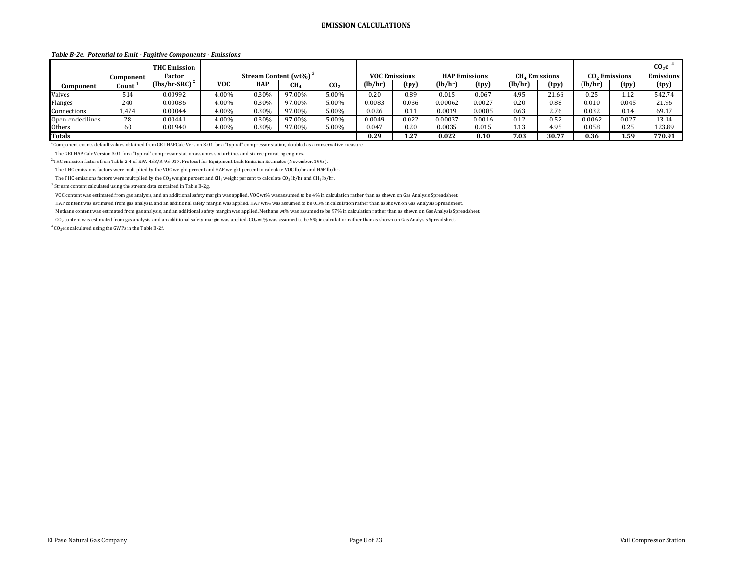## EMISSION CALCULATIONS

*Table B-2e. Potential to Emit - Fugitive Components - Emissions*

| Component | Component Count [1] | THC Emission Factor (lbs/hr-SRC) [2] | Stream Content (wt%) [3] | | | | VOC Emissions | | HAP Emissions | | $CH_4$ Emissions | | $CO_2$ Emissions | | $CO_2e$ [4] Emissions |
|---|---|---|---|---|---|---|---|---|---|---|---|---|---|---|---|
| | | | VOC | HAP | $CH_4$ | $CO_2$ | (lb/hr) | (tpy) | (lb/hr) | (tpy) | (lb/hr) | (tpy) | (lb/hr) | (tpy) | (tpy) |
| Valves | 514 | 0.00992 | 4.00% | 0.30% | 97.00% | 5.00% | 0.20 | 0.89 | 0.015 | 0.067 | 4.95 | 21.66 | 0.25 | 1.12 | 542.74 |
| Flanges | 240 | 0.00086 | 4.00% | 0.30% | 97.00% | 5.00% | 0.0083 | 0.036 | 0.00062 | 0.0027 | 0.20 | 0.88 | 0.010 | 0.045 | 21.96 |
| Connections | 1,474 | 0.00044 | 4.00% | 0.30% | 97.00% | 5.00% | 0.026 | 0.11 | 0.0019 | 0.0085 | 0.63 | 2.76 | 0.032 | 0.14 | 69.17 |
| Open-ended lines | 28 | 0.00441 | 4.00% | 0.30% | 97.00% | 5.00% | 0.0049 | 0.022 | 0.00037 | 0.0016 | 0.12 | 0.52 | 0.0062 | 0.027 | 13.14 |
| Others | 60 | 0.01940 | 4.00% | 0.30% | 97.00% | 5.00% | 0.047 | 0.20 | 0.0035 | 0.015 | 1.13 | 4.95 | 0.058 | 0.25 | 123.89 |
| **Totals** | | | | | | | **0.29** | **1.27** | **0.022** | **0.10** | **7.03** | **30.77** | **0.36** | **1.59** | **770.91** |

[1] Component counts default values obtained from GRI-HAPCalc Version 3.01 for a "typical" compressor station, doubled as a conservative measure

The GRI HAP Calc Version 3.01 for a "typical" compressor station assumes six turbines and six reciprocating engines.

[2] THC emission factors from Table 2-4 of EPA-453/R-95-017, Protocol for Equipment Leak Emission Estimates (November, 1995).

The THC emissions factors were multiplied by the VOC weight percent and HAP weight percent to calculate VOC lb/hr and HAP lb/hr.

The THC emissions factors were multiplied by the $CO_2$ weight percent and $CH_4$ weight percent to calculate $CO_2$ lb/hr and $CH_4$ lb/hr.

[3] Stream content calculated using the stream data contained in Table B-2g.

VOC content was estimated from gas analysis, and an additional safety margin was applied. VOC wt% was assumed to be 4% in calculation rather than as shown on Gas Analysis Spreadsheet.

HAP content was estimated from gas analysis, and an additional safety margin was applied. HAP wt% was assumed to be 0.3% in calculation rather than as shown on Gas Analysis Spreadsheet.

Methane content was estimated from gas analysis, and an additional safety margin was applied. Methane wt% was assumed to be 97% in calculation rather than as shown on Gas Analysis Spreadsheet.

$CO_2$ content was estimated from gas analysis, and an additional safety margin was applied. $CO_2$ wt% was assumed to be 5% in calculation rather than as shown on Gas Analysis Spreadsheet.

[4] $CO_2e$ is calculated using the GWPs in the Table B-2f.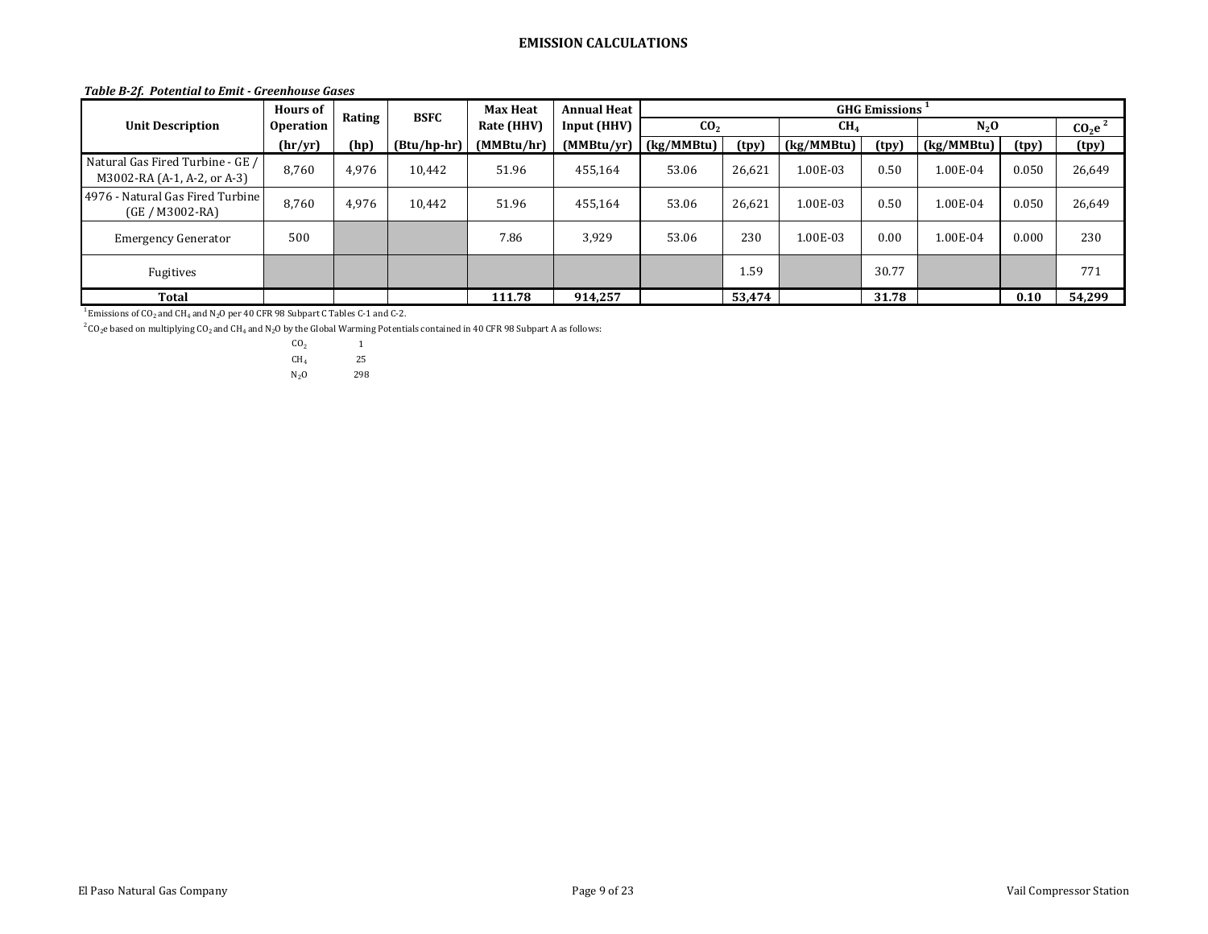# EMISSION CALCULATIONS

***Table B-2f. Potential to Emit - Greenhouse Gases***

| Unit Description | Hours of Operation | Rating | BSFC | Max Heat Rate (HHV) | Annual Heat Input (HHV) | GHG Emissions [1] | | | | | | |
|---|---|---|---|---|---|---|---|---|---|---|---|---|
| | | | | | | $CO_2$ | | $CH_4$ | | $N_2O$ | | $CO_2e$ [2] |
| | (hr/yr) | (hp) | (Btu/hp-hr) | (MMBtu/hr) | (MMBtu/yr) | (kg/MMBtu) | (tpy) | (kg/MMBtu) | (tpy) | (kg/MMBtu) | (tpy) | (tpy) |
| Natural Gas Fired Turbine - GE / M3002-RA (A-1, A-2, or A-3) | 8,760 | 4,976 | 10,442 | 51.96 | 455,164 | 53.06 | 26,621 | 1.00E-03 | 0.50 | 1.00E-04 | 0.050 | 26,649 |
| 4976 - Natural Gas Fired Turbine (GE / M3002-RA) | 8,760 | 4,976 | 10,442 | 51.96 | 455,164 | 53.06 | 26,621 | 1.00E-03 | 0.50 | 1.00E-04 | 0.050 | 26,649 |
| Emergency Generator | 500 | | | 7.86 | 3,929 | 53.06 | 230 | 1.00E-03 | 0.00 | 1.00E-04 | 0.000 | 230 |
| Fugitives | | | | | | | 1.59 | | 30.77 | | | 771 |
| **Total** | | | | **111.78** | **914,257** | | **53,474** | | **31.78** | | **0.10** | **54,299** |

[1] Emissions of $CO_2$ and $CH_4$ and $N_2O$ per 40 CFR 98 Subpart C Tables C-1 and C-2.

[2] $CO_2e$ based on multiplying $CO_2$ and $CH_4$ and $N_2O$ by the Global Warming Potentials contained in 40 CFR 98 Subpart A as follows:

| | |
|---|---|
| $CO_2$ | 1 |
| $CH_4$ | 25 |
| $N_2O$ | 298 |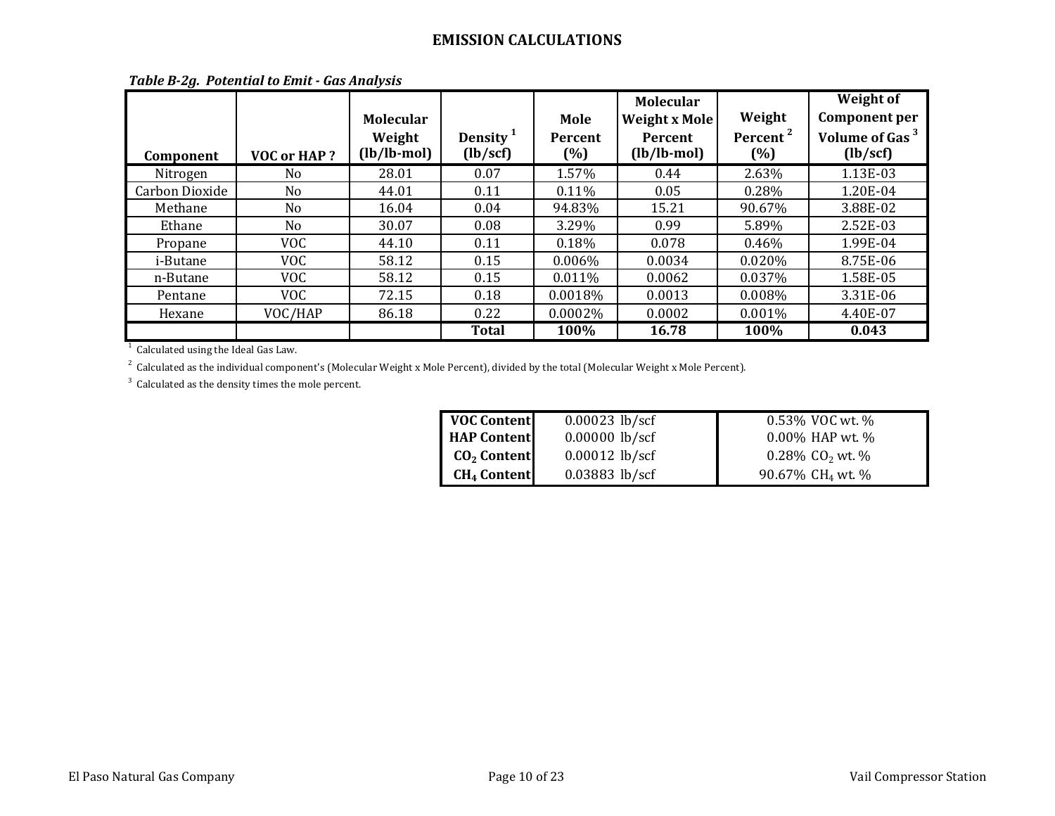# EMISSION CALCULATIONS

***Table B-2g. Potential to Emit - Gas Analysis***

| Component | VOC or HAP ? | Molecular Weight (lb/lb-mol) | Density [1] (lb/scf) | Mole Percent (%) | Molecular Weight x Mole Percent (lb/lb-mol) | Weight Percent [2] (%) | Weight of Component per Volume of Gas [3] (lb/scf) |
|---|---|---|---|---|---|---|---|
| Nitrogen | No | 28.01 | 0.07 | 1.57% | 0.44 | 2.63% | 1.13E-03 |
| Carbon Dioxide | No | 44.01 | 0.11 | 0.11% | 0.05 | 0.28% | 1.20E-04 |
| Methane | No | 16.04 | 0.04 | 94.83% | 15.21 | 90.67% | 3.88E-02 |
| Ethane | No | 30.07 | 0.08 | 3.29% | 0.99 | 5.89% | 2.52E-03 |
| Propane | VOC | 44.10 | 0.11 | 0.18% | 0.078 | 0.46% | 1.99E-04 |
| i-Butane | VOC | 58.12 | 0.15 | 0.006% | 0.0034 | 0.020% | 8.75E-06 |
| n-Butane | VOC | 58.12 | 0.15 | 0.011% | 0.0062 | 0.037% | 1.58E-05 |
| Pentane | VOC | 72.15 | 0.18 | 0.0018% | 0.0013 | 0.008% | 3.31E-06 |
| Hexane | VOC/HAP | 86.18 | 0.22 | 0.0002% | 0.0002 | 0.001% | 4.40E-07 |
| | | | **Total** | **100%** | **16.78** | **100%** | **0.043** |

[1] Calculated using the Ideal Gas Law.

[2] Calculated as the individual component's (Molecular Weight x Mole Percent), divided by the total (Molecular Weight x Mole Percent).

[3] Calculated as the density times the mole percent.

| | | |
|---|---|---|
| **VOC Content** | 0.00023 lb/scf | 0.53% VOC wt. % |
| **HAP Content** | 0.00000 lb/scf | 0.00% HAP wt. % |
| **$CO_2$ Content** | 0.00012 lb/scf | 0.28% $CO_2$ wt. % |
| **$CH_4$ Content** | 0.03883 lb/scf | 90.67% $CH_4$ wt. % |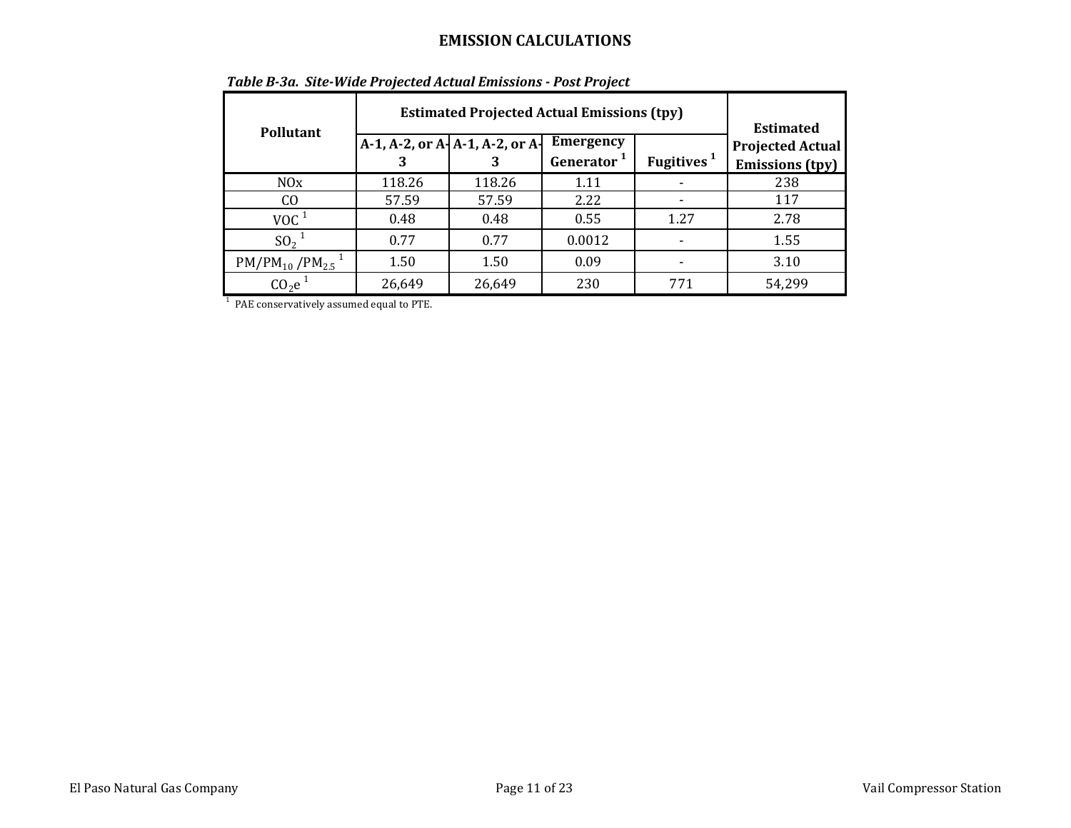# EMISSION CALCULATIONS

*Table B-3a. Site-Wide Projected Actual Emissions - Post Project*

| Pollutant | Estimated Projected Actual Emissions (tpy) | | | | Estimated Projected Actual Emissions (tpy) |
|---|---|---|---|---|---|
| | A-1, A-2, or A-3 | A-1, A-2, or A-3 | Emergency Generator [1] | Fugitives [1] | |
| NOx | 118.26 | 118.26 | 1.11 | - | 238 |
| CO | 57.59 | 57.59 | 2.22 | - | 117 |
| VOC [1] | 0.48 | 0.48 | 0.55 | 1.27 | 2.78 |
| $SO_2$ [1] | 0.77 | 0.77 | 0.0012 | - | 1.55 |
| $PM/PM_{10}/PM_{2.5}$ [1] | 1.50 | 1.50 | 0.09 | - | 3.10 |
| $CO_2e$ [1] | 26,649 | 26,649 | 230 | 771 | 54,299 |

[1] PAE conservatively assumed equal to PTE.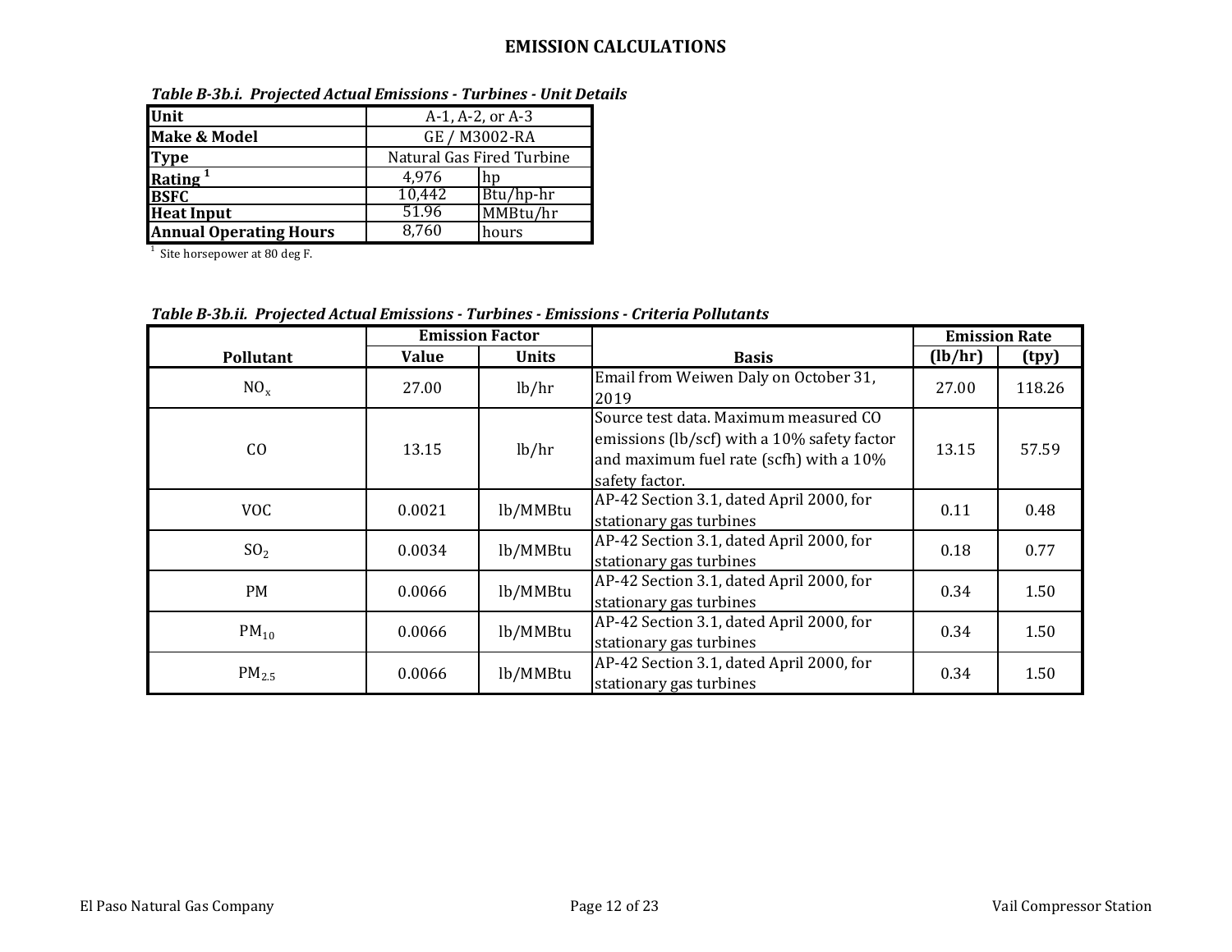# EMISSION CALCULATIONS

***Table B-3b.i. Projected Actual Emissions - Turbines - Unit Details***

| | | |
|---|---|---|
| **Unit** | A-1, A-2, or A-3 | |
| **Make & Model** | GE / M3002-RA | |
| **Type** | Natural Gas Fired Turbine | |
| **Rating [1]** | 4,976 | hp |
| **BSFC** | 10,442 | Btu/hp-hr |
| **Heat Input** | 51.96 | MMBtu/hr |
| **Annual Operating Hours** | 8,760 | hours |

[1] Site horsepower at 80 deg F.

***Table B-3b.ii. Projected Actual Emissions - Turbines - Emissions - Criteria Pollutants***

| | Emission Factor | | | Emission Rate | |
|---|---|---|---|---|---|
| **Pollutant** | **Value** | **Units** | **Basis** | **(lb/hr)** | **(tpy)** |
| $NO_x$ | 27.00 | lb/hr | Email from Weiwen Daly on October 31, 2019 | 27.00 | 118.26 |
| CO | 13.15 | lb/hr | Source test data. Maximum measured CO emissions (lb/scf) with a 10% safety factor and maximum fuel rate (scfh) with a 10% safety factor. | 13.15 | 57.59 |
| VOC | 0.0021 | lb/MMBtu | AP-42 Section 3.1, dated April 2000, for stationary gas turbines | 0.11 | 0.48 |
| $SO_2$ | 0.0034 | lb/MMBtu | AP-42 Section 3.1, dated April 2000, for stationary gas turbines | 0.18 | 0.77 |
| PM | 0.0066 | lb/MMBtu | AP-42 Section 3.1, dated April 2000, for stationary gas turbines | 0.34 | 1.50 |
| $PM_{10}$ | 0.0066 | lb/MMBtu | AP-42 Section 3.1, dated April 2000, for stationary gas turbines | 0.34 | 1.50 |
| $PM_{2.5}$ | 0.0066 | lb/MMBtu | AP-42 Section 3.1, dated April 2000, for stationary gas turbines | 0.34 | 1.50 |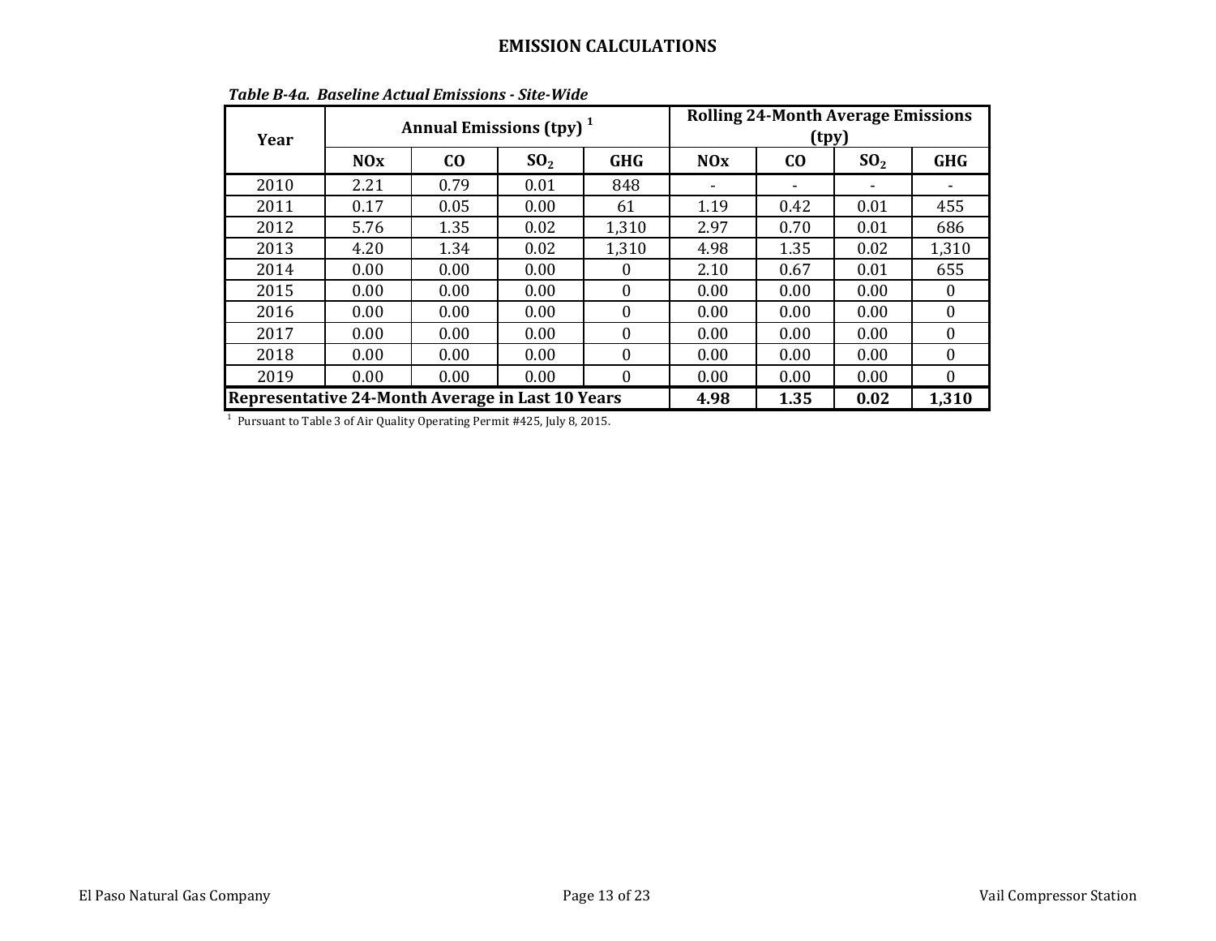# EMISSION CALCULATIONS

*Table B-4a. Baseline Actual Emissions - Site-Wide*

| Year | Annual Emissions (tpy) [1] | | | | Rolling 24-Month Average Emissions (tpy) | | | |
|---|---|---|---|---|---|---|---|---|
| | NOx | CO | $SO_2$ | GHG | NOx | CO | $SO_2$ | GHG |
| 2010 | 2.21 | 0.79 | 0.01 | 848 | - | - | - | - |
| 2011 | 0.17 | 0.05 | 0.00 | 61 | 1.19 | 0.42 | 0.01 | 455 |
| 2012 | 5.76 | 1.35 | 0.02 | 1,310 | 2.97 | 0.70 | 0.01 | 686 |
| 2013 | 4.20 | 1.34 | 0.02 | 1,310 | 4.98 | 1.35 | 0.02 | 1,310 |
| 2014 | 0.00 | 0.00 | 0.00 | 0 | 2.10 | 0.67 | 0.01 | 655 |
| 2015 | 0.00 | 0.00 | 0.00 | 0 | 0.00 | 0.00 | 0.00 | 0 |
| 2016 | 0.00 | 0.00 | 0.00 | 0 | 0.00 | 0.00 | 0.00 | 0 |
| 2017 | 0.00 | 0.00 | 0.00 | 0 | 0.00 | 0.00 | 0.00 | 0 |
| 2018 | 0.00 | 0.00 | 0.00 | 0 | 0.00 | 0.00 | 0.00 | 0 |
| 2019 | 0.00 | 0.00 | 0.00 | 0 | 0.00 | 0.00 | 0.00 | 0 |
| **Representative 24-Month Average in Last 10 Years** | | | | | **4.98** | **1.35** | **0.02** | **1,310** |

[1] Pursuant to Table 3 of Air Quality Operating Permit #425, July 8, 2015.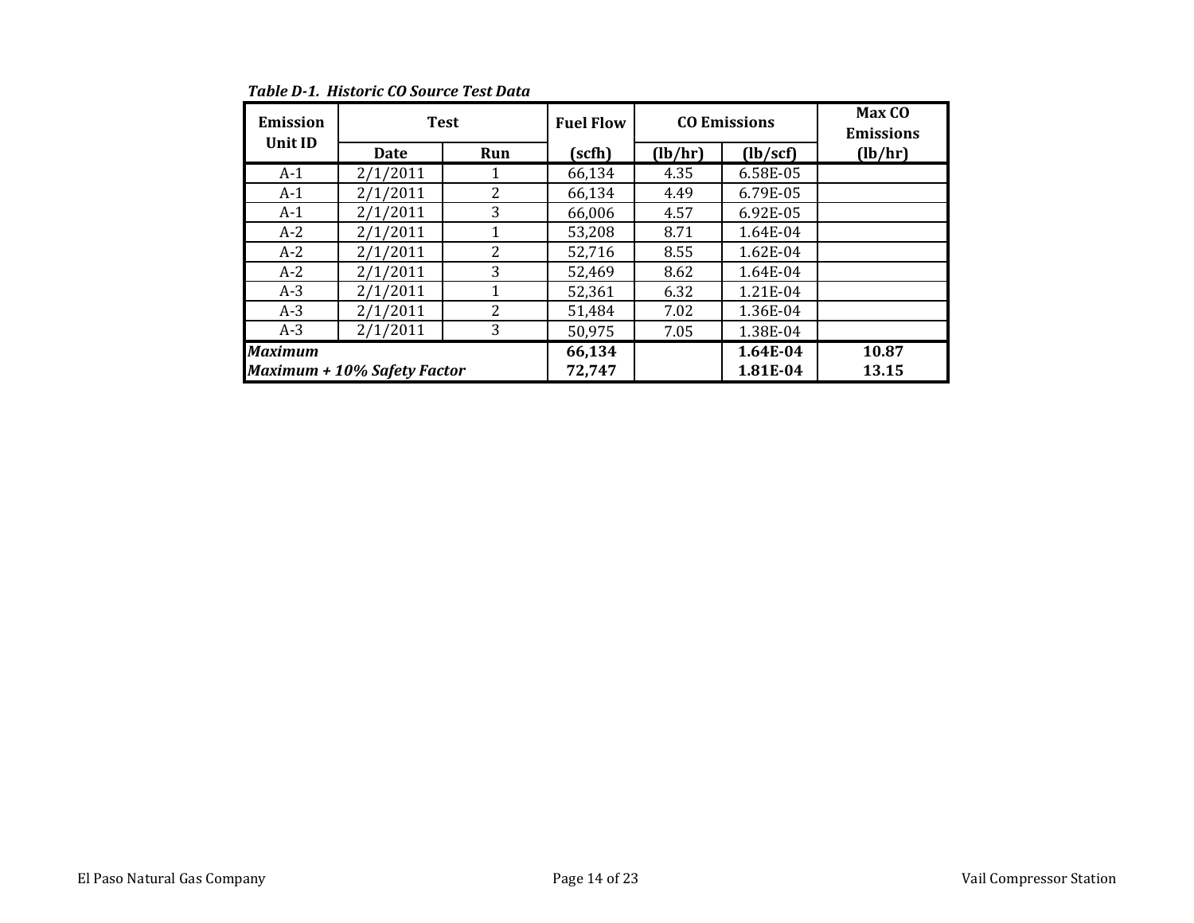*Table D-1. Historic CO Source Test Data*

| Emission Unit ID | Test | | Fuel Flow | CO Emissions | | Max CO Emissions |
|---|---|---|---|---|---|---|
| | Date | Run | (scfh) | (lb/hr) | (lb/scf) | (lb/hr) |
| A-1 | 2/1/2011 | 1 | 66,134 | 4.35 | 6.58E-05 | |
| A-1 | 2/1/2011 | 2 | 66,134 | 4.49 | 6.79E-05 | |
| A-1 | 2/1/2011 | 3 | 66,006 | 4.57 | 6.92E-05 | |
| A-2 | 2/1/2011 | 1 | 53,208 | 8.71 | 1.64E-04 | |
| A-2 | 2/1/2011 | 2 | 52,716 | 8.55 | 1.62E-04 | |
| A-2 | 2/1/2011 | 3 | 52,469 | 8.62 | 1.64E-04 | |
| A-3 | 2/1/2011 | 1 | 52,361 | 6.32 | 1.21E-04 | |
| A-3 | 2/1/2011 | 2 | 51,484 | 7.02 | 1.36E-04 | |
| A-3 | 2/1/2011 | 3 | 50,975 | 7.05 | 1.38E-04 | |
| ***Maximum*** | | | **66,134** | | **1.64E-04** | **10.87** |
| ***Maximum + 10% Safety Factor*** | | | **72,747** | | **1.81E-04** | **13.15** |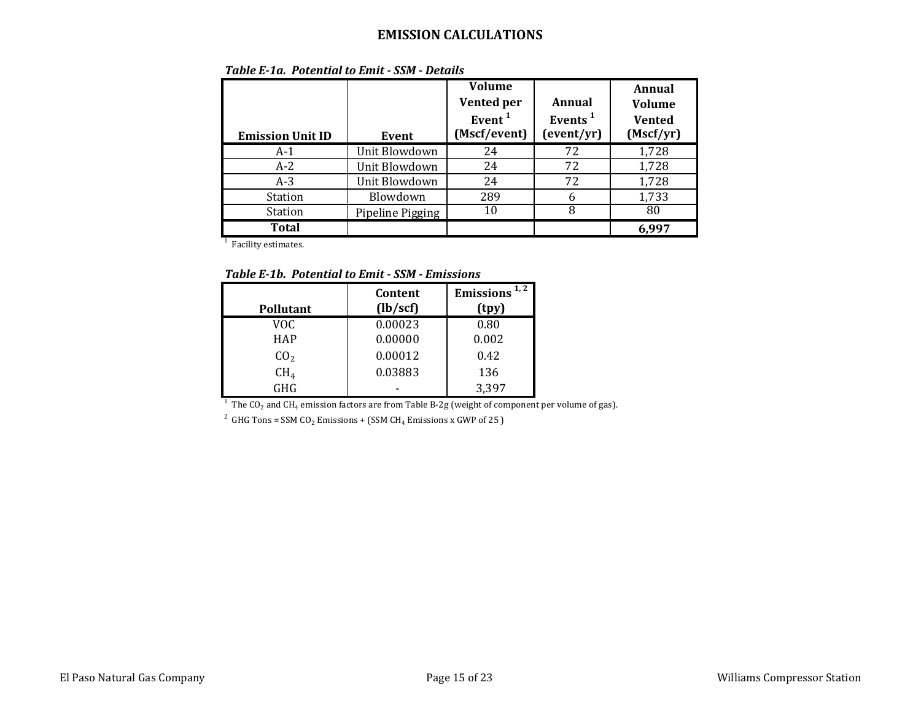# EMISSION CALCULATIONS

***Table E-1a. Potential to Emit - SSM - Details***

| Emission Unit ID | Event | Volume Vented per Event [1] (Mscf/event) | Annual Events [1] (event/yr) | Annual Volume Vented (Mscf/yr) |
|---|---|---|---|---|
| A-1 | Unit Blowdown | 24 | 72 | 1,728 |
| A-2 | Unit Blowdown | 24 | 72 | 1,728 |
| A-3 | Unit Blowdown | 24 | 72 | 1,728 |
| Station | Blowdown | 289 | 6 | 1,733 |
| Station | Pipeline Pigging | 10 | 8 | 80 |
| **Total** | | | | **6,997** |

[1] Facility estimates.

***Table E-1b. Potential to Emit - SSM - Emissions***

| Pollutant | Content (lb/scf) | Emissions [1, 2] (tpy) |
|---|---|---|
| VOC | 0.00023 | 0.80 |
| HAP | 0.00000 | 0.002 |
| $CO_2$ | 0.00012 | 0.42 |
| $CH_4$ | 0.03883 | 136 |
| GHG | - | 3,397 |

[1] The $CO_2$ and $CH_4$ emission factors are from Table B-2g (weight of component per volume of gas).

[2] GHG Tons = SSM $CO_2$ Emissions + (SSM $CH_4$ Emissions x GWP of 25 )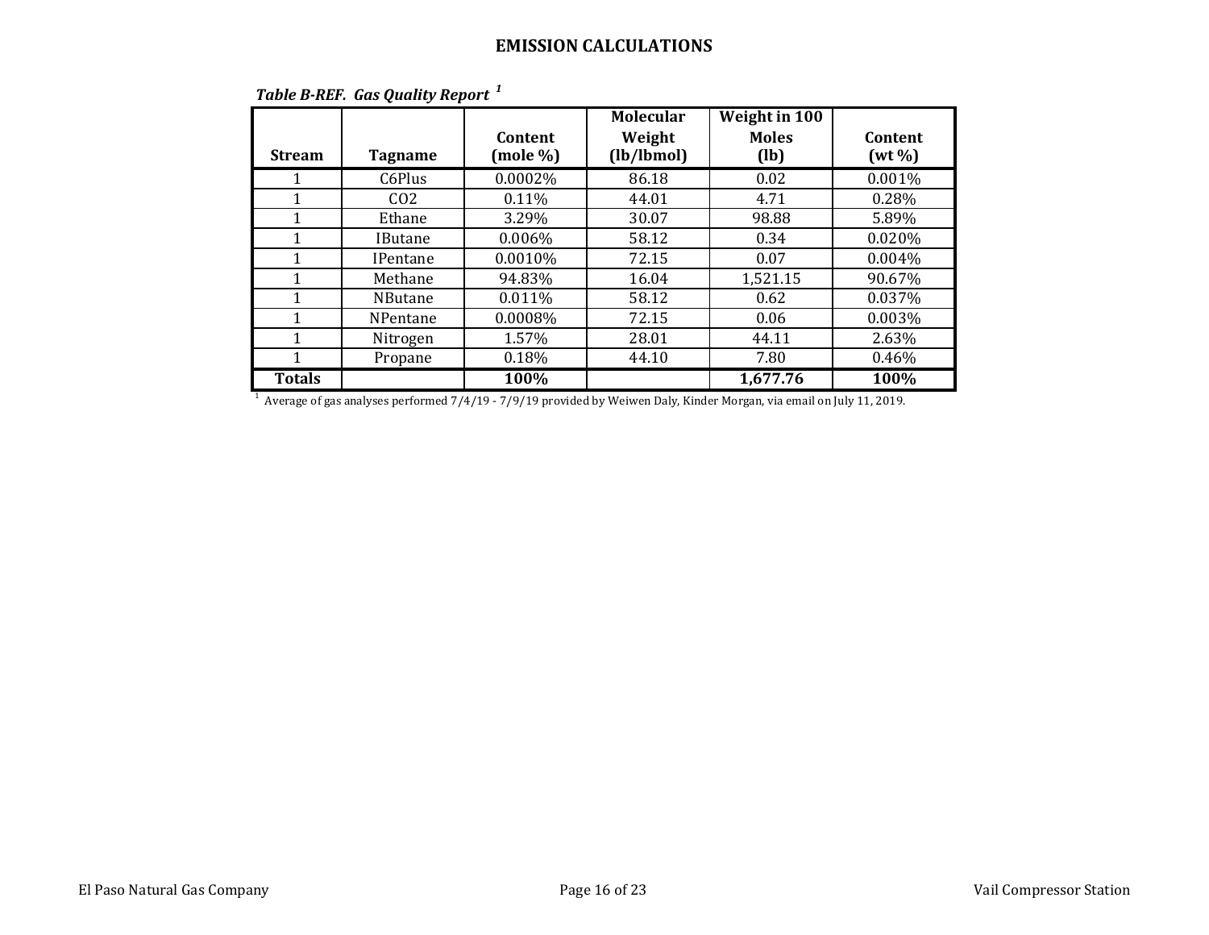# EMISSION CALCULATIONS

***Table B-REF. Gas Quality Report*** [1]

| Stream | Tagname | Content (mole %) | Molecular Weight (lb/lbmol) | Weight in 100 Moles (lb) | Content (wt %) |
|---|---|---|---|---|---|
| 1 | C6Plus | 0.0002% | 86.18 | 0.02 | 0.001% |
| 1 | CO2 | 0.11% | 44.01 | 4.71 | 0.28% |
| 1 | Ethane | 3.29% | 30.07 | 98.88 | 5.89% |
| 1 | IButane | 0.006% | 58.12 | 0.34 | 0.020% |
| 1 | IPentane | 0.0010% | 72.15 | 0.07 | 0.004% |
| 1 | Methane | 94.83% | 16.04 | 1,521.15 | 90.67% |
| 1 | NButane | 0.011% | 58.12 | 0.62 | 0.037% |
| 1 | NPentane | 0.0008% | 72.15 | 0.06 | 0.003% |
| 1 | Nitrogen | 1.57% | 28.01 | 44.11 | 2.63% |
| 1 | Propane | 0.18% | 44.10 | 7.80 | 0.46% |
| **Totals** | | **100%** | | **1,677.76** | **100%** |

[1] Average of gas analyses performed 7/4/19 - 7/9/19 provided by Weiwen Daly, Kinder Morgan, via email on July 11, 2019.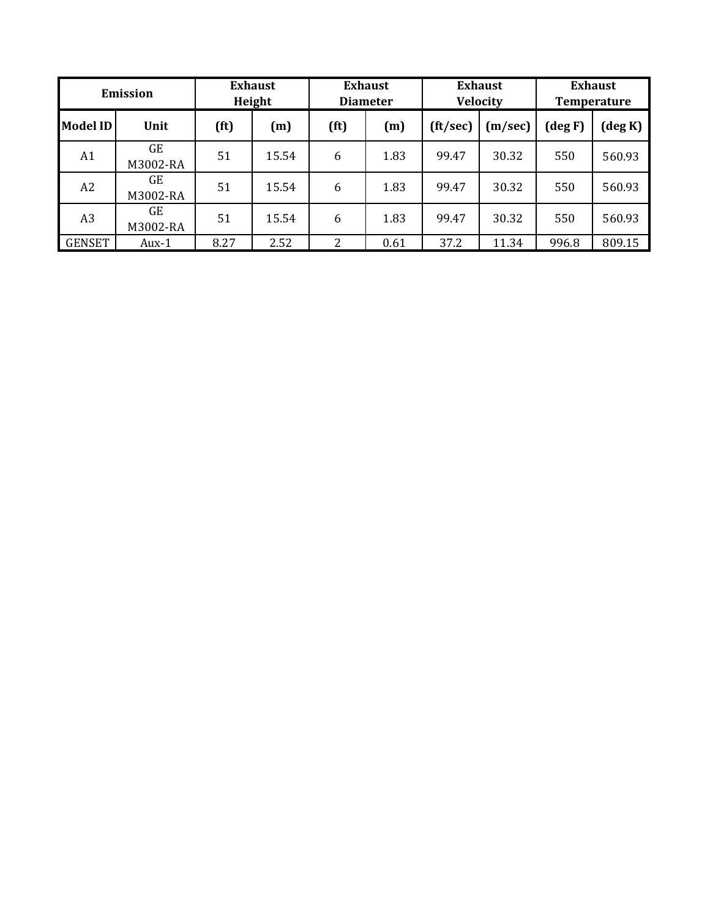| Emission | | Exhaust Height | | Exhaust Diameter | | Exhaust Velocity | | Exhaust Temperature | |
|---|---|---|---|---|---|---|---|---|---|
| Model ID | Unit | (ft) | (m) | (ft) | (m) | (ft/sec) | (m/sec) | (deg F) | (deg K) |
| A1 | GE M3002-RA | 51 | 15.54 | 6 | 1.83 | 99.47 | 30.32 | 550 | 560.93 |
| A2 | GE M3002-RA | 51 | 15.54 | 6 | 1.83 | 99.47 | 30.32 | 550 | 560.93 |
| A3 | GE M3002-RA | 51 | 15.54 | 6 | 1.83 | 99.47 | 30.32 | 550 | 560.93 |
| GENSET | Aux-1 | 8.27 | 2.52 | 2 | 0.61 | 37.2 | 11.34 | 996.8 | 809.15 |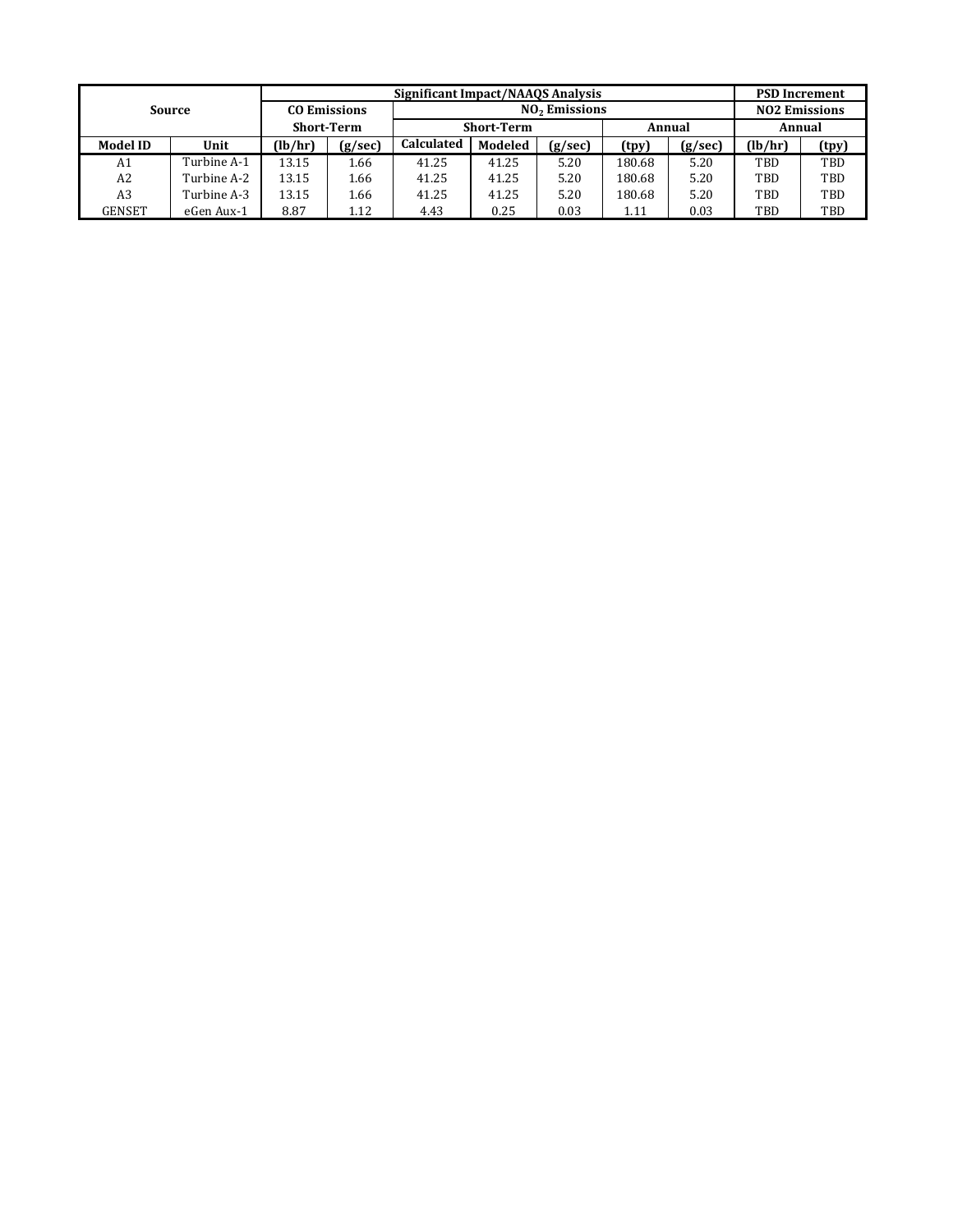| Source | | Significant Impact/NAAQS Analysis | | | | | | | PSD Increment | |
|---|---|---|---|---|---|---|---|---|---|---|
| | | CO Emissions | | $NO_2$ Emissions | | | | | NO2 Emissions | |
| | | Short-Term | | Short-Term | | | Annual | | Annual | |
| **Model ID** | **Unit** | **(lb/hr)** | **(g/sec)** | **Calculated** | **Modeled** | **(g/sec)** | **(tpy)** | **(g/sec)** | **(lb/hr)** | **(tpy)** |
| A1 | Turbine A-1 | 13.15 | 1.66 | 41.25 | 41.25 | 5.20 | 180.68 | 5.20 | TBD | TBD |
| A2 | Turbine A-2 | 13.15 | 1.66 | 41.25 | 41.25 | 5.20 | 180.68 | 5.20 | TBD | TBD |
| A3 | Turbine A-3 | 13.15 | 1.66 | 41.25 | 41.25 | 5.20 | 180.68 | 5.20 | TBD | TBD |
| GENSET | eGen Aux-1 | 8.87 | 1.12 | 4.43 | 0.25 | 0.03 | 1.11 | 0.03 | TBD | TBD |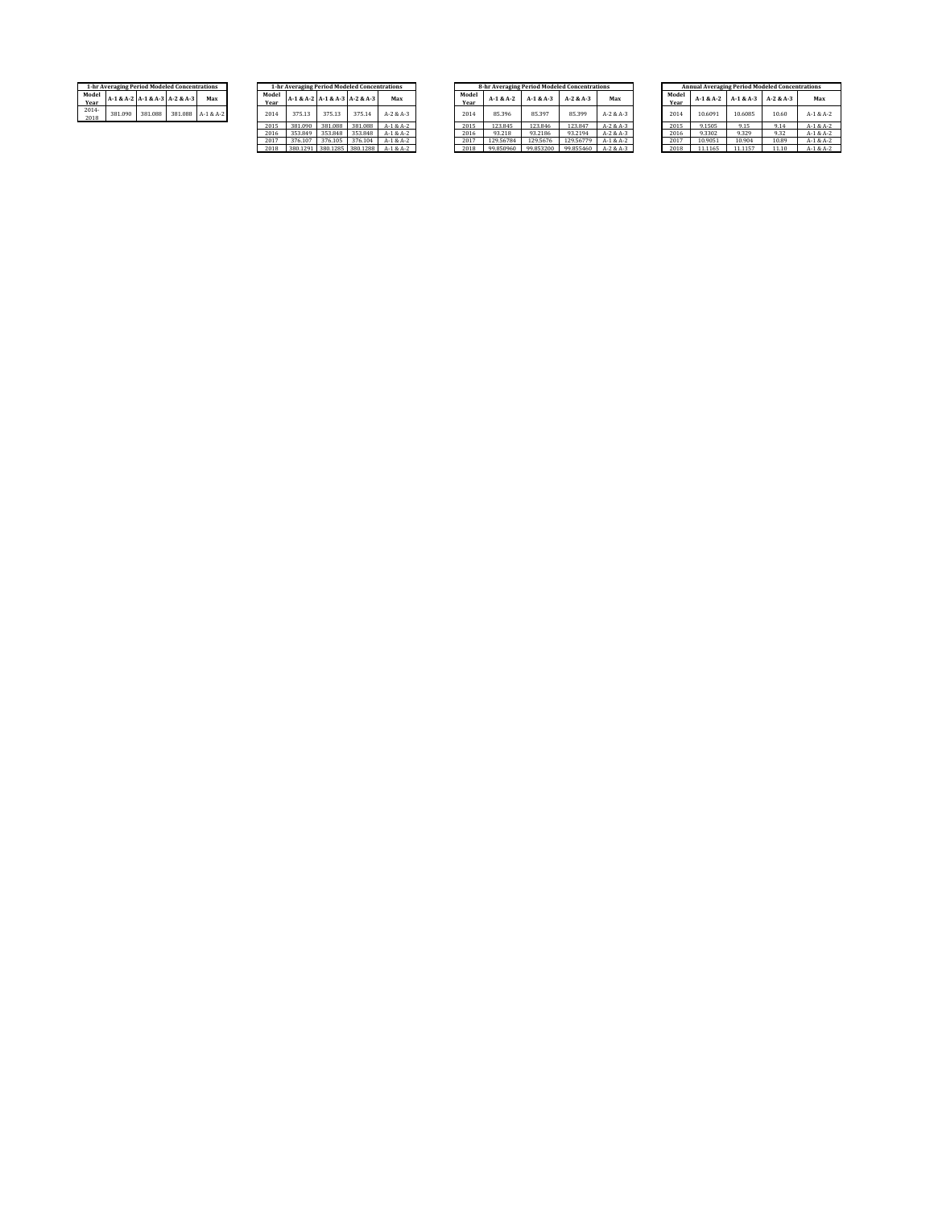| 1-hr Averaging Period Modeled Concentrations | | | | |
|---|---|---|---|---|
| Model Year | A-1 & A-2 | A-1 & A-3 | A-2 & A-3 | Max |
| 2014-2018 | 381.090 | 381.088 | 381.088 | A-1 & A-2 |

| 1-hr Averaging Period Modeled Concentrations | | | | |
|---|---|---|---|---|
| Model Year | A-1 & A-2 | A-1 & A-3 | A-2 & A-3 | Max |
| 2014 | 375.13 | 375.13 | 375.14 | A-2 & A-3 |
| 2015 | 381.090 | 381.088 | 381.088 | A-1 & A-2 |
| 2016 | 353.849 | 353.848 | 353.848 | A-1 & A-2 |
| 2017 | 376.107 | 376.105 | 376.104 | A-1 & A-2 |
| 2018 | 380.1291 | 380.1285 | 380.1288 | A-1 & A-2 |

| 8-hr Averaging Period Modeled Concentrations | | | | |
|---|---|---|---|---|
| Model Year | A-1 & A-2 | A-1 & A-3 | A-2 & A-3 | Max |
| 2014 | 85.396 | 85.397 | 85.399 | A-2 & A-3 |
| 2015 | 123.845 | 123.846 | 123.847 | A-2 & A-3 |
| 2016 | 93.218 | 93.2186 | 93.2194 | A-2 & A-3 |
| 2017 | 129.56784 | 129.5676 | 129.56779 | A-1 & A-2 |
| 2018 | 99.850960 | 99.853200 | 99.855460 | A-2 & A-3 |

| Annual Averaging Period Modeled Concentrations | | | | |
|---|---|---|---|---|
| Model Year | A-1 & A-2 | A-1 & A-3 | A-2 & A-3 | Max |
| 2014 | 10.6091 | 10.6085 | 10.60 | A-1 & A-2 |
| 2015 | 9.1505 | 9.15 | 9.14 | A-1 & A-2 |
| 2016 | 9.3302 | 9.329 | 9.32 | A-1 & A-2 |
| 2017 | 10.9051 | 10.904 | 10.89 | A-1 & A-2 |
| 2018 | 11.1165 | 11.1157 | 11.10 | A-1 & A-2 |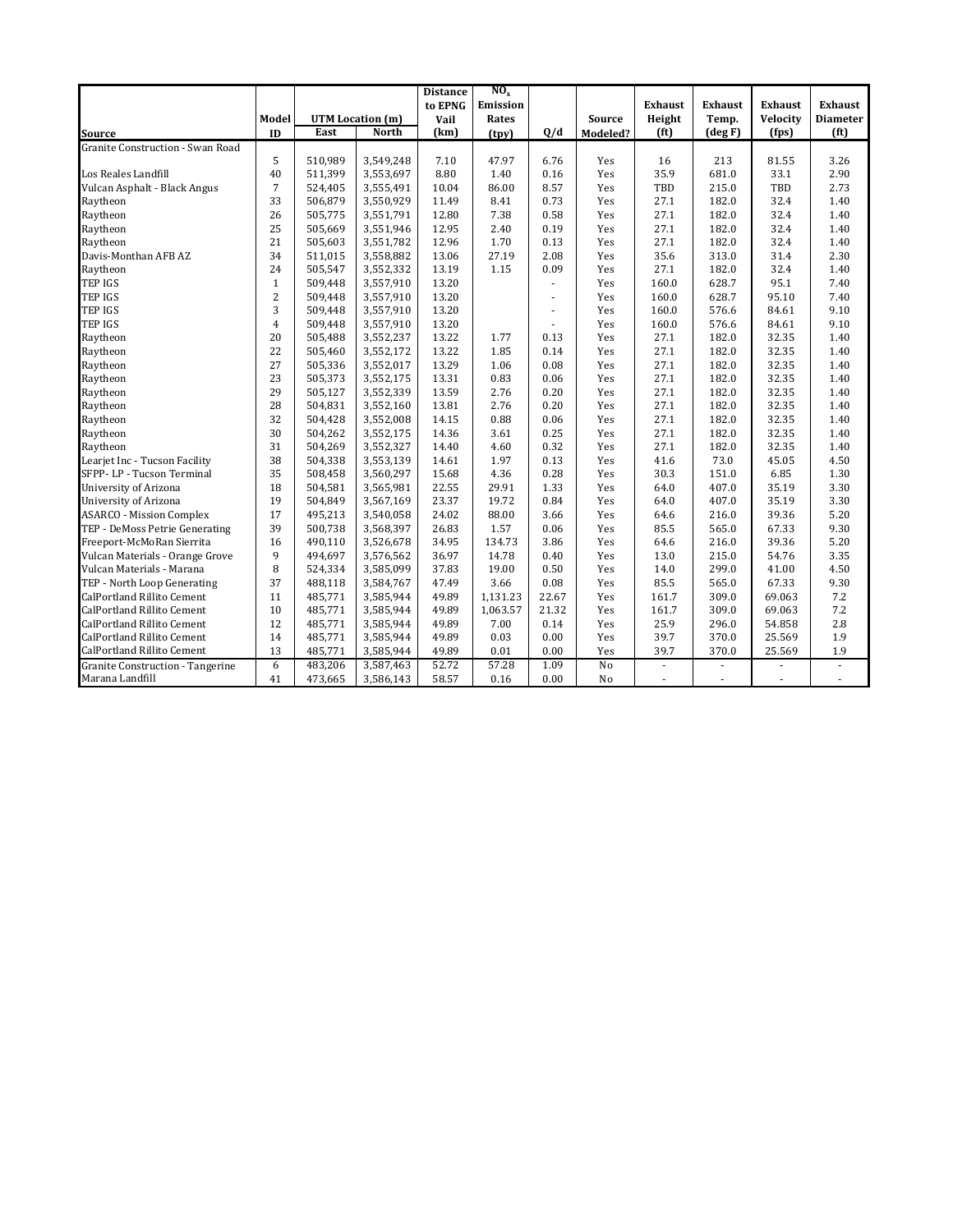| Source | Model ID | UTM Location (m) | | Distance to EPNG Vail (km) | $NO_x$ Emission Rates (tpy) | Q/d | Source Modeled? | Exhaust Height (ft) | Exhaust Temp. (deg F) | Exhaust Velocity (fps) | Exhaust Diameter (ft) |
|---|---|---|---|---|---|---|---|---|---|---|---|
| | | East | North | | | | | | | | |
| Granite Construction - Swan Road | 5 | 510,989 | 3,549,248 | 7.10 | 47.97 | 6.76 | Yes | 16 | 213 | 81.55 | 3.26 |
| Los Reales Landfill | 40 | 511,399 | 3,553,697 | 8.80 | 1.40 | 0.16 | Yes | 35.9 | 681.0 | 33.1 | 2.90 |
| Vulcan Asphalt - Black Angus | 7 | 524,405 | 3,555,491 | 10.04 | 86.00 | 8.57 | Yes | TBD | 215.0 | TBD | 2.73 |
| Raytheon | 33 | 506,879 | 3,550,929 | 11.49 | 8.41 | 0.73 | Yes | 27.1 | 182.0 | 32.4 | 1.40 |
| Raytheon | 26 | 505,775 | 3,551,791 | 12.80 | 7.38 | 0.58 | Yes | 27.1 | 182.0 | 32.4 | 1.40 |
| Raytheon | 25 | 505,669 | 3,551,946 | 12.95 | 2.40 | 0.19 | Yes | 27.1 | 182.0 | 32.4 | 1.40 |
| Raytheon | 21 | 505,603 | 3,551,782 | 12.96 | 1.70 | 0.13 | Yes | 27.1 | 182.0 | 32.4 | 1.40 |
| Davis-Monthan AFB AZ | 34 | 511,015 | 3,558,882 | 13.06 | 27.19 | 2.08 | Yes | 35.6 | 313.0 | 31.4 | 2.30 |
| Raytheon | 24 | 505,547 | 3,552,332 | 13.19 | 1.15 | 0.09 | Yes | 27.1 | 182.0 | 32.4 | 1.40 |
| TEP IGS | 1 | 509,448 | 3,557,910 | 13.20 | | - | Yes | 160.0 | 628.7 | 95.1 | 7.40 |
| TEP IGS | 2 | 509,448 | 3,557,910 | 13.20 | | - | Yes | 160.0 | 628.7 | 95.10 | 7.40 |
| TEP IGS | 3 | 509,448 | 3,557,910 | 13.20 | | - | Yes | 160.0 | 576.6 | 84.61 | 9.10 |
| TEP IGS | 4 | 509,448 | 3,557,910 | 13.20 | | - | Yes | 160.0 | 576.6 | 84.61 | 9.10 |
| Raytheon | 20 | 505,488 | 3,552,237 | 13.22 | 1.77 | 0.13 | Yes | 27.1 | 182.0 | 32.35 | 1.40 |
| Raytheon | 22 | 505,460 | 3,552,172 | 13.22 | 1.85 | 0.14 | Yes | 27.1 | 182.0 | 32.35 | 1.40 |
| Raytheon | 27 | 505,336 | 3,552,017 | 13.29 | 1.06 | 0.08 | Yes | 27.1 | 182.0 | 32.35 | 1.40 |
| Raytheon | 23 | 505,373 | 3,552,175 | 13.31 | 0.83 | 0.06 | Yes | 27.1 | 182.0 | 32.35 | 1.40 |
| Raytheon | 29 | 505,127 | 3,552,339 | 13.59 | 2.76 | 0.20 | Yes | 27.1 | 182.0 | 32.35 | 1.40 |
| Raytheon | 28 | 504,831 | 3,552,160 | 13.81 | 2.76 | 0.20 | Yes | 27.1 | 182.0 | 32.35 | 1.40 |
| Raytheon | 32 | 504,428 | 3,552,008 | 14.15 | 0.88 | 0.06 | Yes | 27.1 | 182.0 | 32.35 | 1.40 |
| Raytheon | 30 | 504,262 | 3,552,175 | 14.36 | 3.61 | 0.25 | Yes | 27.1 | 182.0 | 32.35 | 1.40 |
| Raytheon | 31 | 504,269 | 3,552,327 | 14.40 | 4.60 | 0.32 | Yes | 27.1 | 182.0 | 32.35 | 1.40 |
| Learjet Inc - Tucson Facility | 38 | 504,338 | 3,553,139 | 14.61 | 1.97 | 0.13 | Yes | 41.6 | 73.0 | 45.05 | 4.50 |
| SFPP- LP - Tucson Terminal | 35 | 508,458 | 3,560,297 | 15.68 | 4.36 | 0.28 | Yes | 30.3 | 151.0 | 6.85 | 1.30 |
| University of Arizona | 18 | 504,581 | 3,565,981 | 22.55 | 29.91 | 1.33 | Yes | 64.0 | 407.0 | 35.19 | 3.30 |
| University of Arizona | 19 | 504,849 | 3,567,169 | 23.37 | 19.72 | 0.84 | Yes | 64.0 | 407.0 | 35.19 | 3.30 |
| ASARCO - Mission Complex | 17 | 495,213 | 3,540,058 | 24.02 | 88.00 | 3.66 | Yes | 64.6 | 216.0 | 39.36 | 5.20 |
| TEP - DeMoss Petrie Generating | 39 | 500,738 | 3,568,397 | 26.83 | 1.57 | 0.06 | Yes | 85.5 | 565.0 | 67.33 | 9.30 |
| Freeport-McMoRan Sierrita | 16 | 490,110 | 3,526,678 | 34.95 | 134.73 | 3.86 | Yes | 64.6 | 216.0 | 39.36 | 5.20 |
| Vulcan Materials - Orange Grove | 9 | 494,697 | 3,576,562 | 36.97 | 14.78 | 0.40 | Yes | 13.0 | 215.0 | 54.76 | 3.35 |
| Vulcan Materials - Marana | 8 | 524,334 | 3,585,099 | 37.83 | 19.00 | 0.50 | Yes | 14.0 | 299.0 | 41.00 | 4.50 |
| TEP - North Loop Generating | 37 | 488,118 | 3,584,767 | 47.49 | 3.66 | 0.08 | Yes | 85.5 | 565.0 | 67.33 | 9.30 |
| CalPortland Rillito Cement | 11 | 485,771 | 3,585,944 | 49.89 | 1,131.23 | 22.67 | Yes | 161.7 | 309.0 | 69.063 | 7.2 |
| CalPortland Rillito Cement | 10 | 485,771 | 3,585,944 | 49.89 | 1,063.57 | 21.32 | Yes | 161.7 | 309.0 | 69.063 | 7.2 |
| CalPortland Rillito Cement | 12 | 485,771 | 3,585,944 | 49.89 | 7.00 | 0.14 | Yes | 25.9 | 296.0 | 54.858 | 2.8 |
| CalPortland Rillito Cement | 14 | 485,771 | 3,585,944 | 49.89 | 0.03 | 0.00 | Yes | 39.7 | 370.0 | 25.569 | 1.9 |
| CalPortland Rillito Cement | 13 | 485,771 | 3,585,944 | 49.89 | 0.01 | 0.00 | Yes | 39.7 | 370.0 | 25.569 | 1.9 |
| Granite Construction - Tangerine | 6 | 483,206 | 3,587,463 | 52.72 | 57.28 | 1.09 | No | - | - | - | - |
| Marana Landfill | 41 | 473,665 | 3,586,143 | 58.57 | 0.16 | 0.00 | No | - | - | - | - |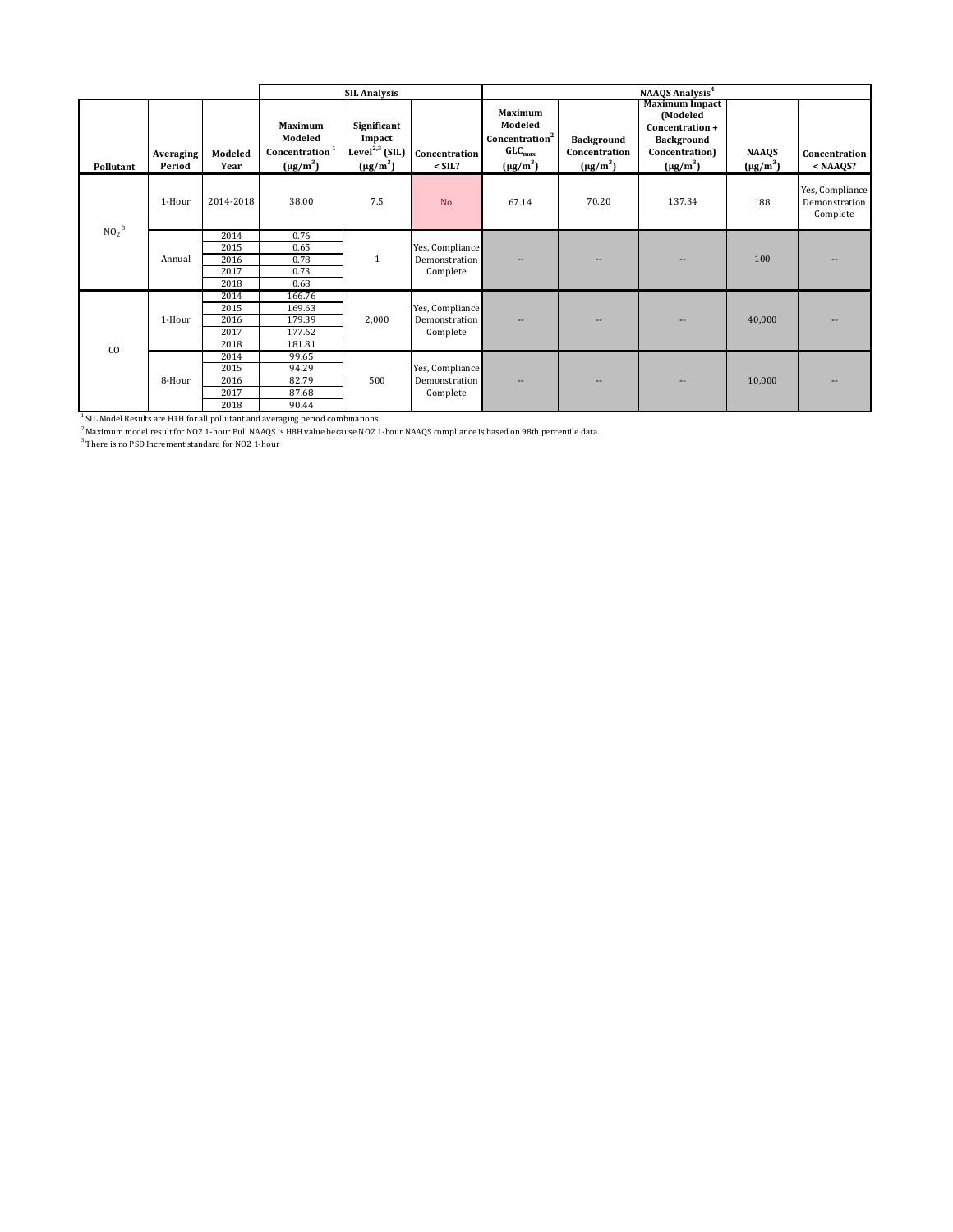| Pollutant | Averaging Period | Modeled Year | SIL Analysis | | | NAAQS Analysis[4] | | | | |
|---|---|---|---|---|---|---|---|---|---|---|
| | | | Maximum Modeled Concentration[1] (μg/m$^3$) | Significant Impact Level[2,3] (SIL) (μg/m$^3$) | Concentration < SIL? | Maximum Modeled Concentration[2] $GLC_{max}$ (μg/m$^3$) | Background Concentration (μg/m$^3$) | Maximum Impact (Modeled Concentration + Background Concentration) (μg/m$^3$) | NAAQS (μg/m$^3$) | Concentration < NAAQS? |
| $NO_2$[3] | 1-Hour | 2014-2018 | 38.00 | 7.5 | No | 67.14 | 70.20 | 137.34 | 188 | Yes, Compliance Demonstration Complete |
| | Annual | 2014 | 0.76 | 1 | Yes, Compliance Demonstration Complete | -- | -- | -- | 100 | -- |
| | | 2015 | 0.65 | | | | | | | |
| | | 2016 | 0.78 | | | | | | | |
| | | 2017 | 0.73 | | | | | | | |
| | | 2018 | 0.68 | | | | | | | |
| CO | 1-Hour | 2014 | 166.76 | 2,000 | Yes, Compliance Demonstration Complete | -- | -- | -- | 40,000 | -- |
| | | 2015 | 169.63 | | | | | | | |
| | | 2016 | 179.39 | | | | | | | |
| | | 2017 | 177.62 | | | | | | | |
| | | 2018 | 181.81 | | | | | | | |
| | 8-Hour | 2014 | 99.65 | 500 | Yes, Compliance Demonstration Complete | -- | -- | -- | 10,000 | -- |
| | | 2015 | 94.29 | | | | | | | |
| | | 2016 | 82.79 | | | | | | | |
| | | 2017 | 87.68 | | | | | | | |
| | | 2018 | 90.44 | | | | | | | |

[1] SIL Model Results are H1H for all pollutant and averaging period combinations

[2] Maximum model result for NO2 1-hour Full NAAQS is H8H value because NO2 1-hour NAAQS compliance is based on 98th percentile data.

[3] There is no PSD Increment standard for NO2 1-hour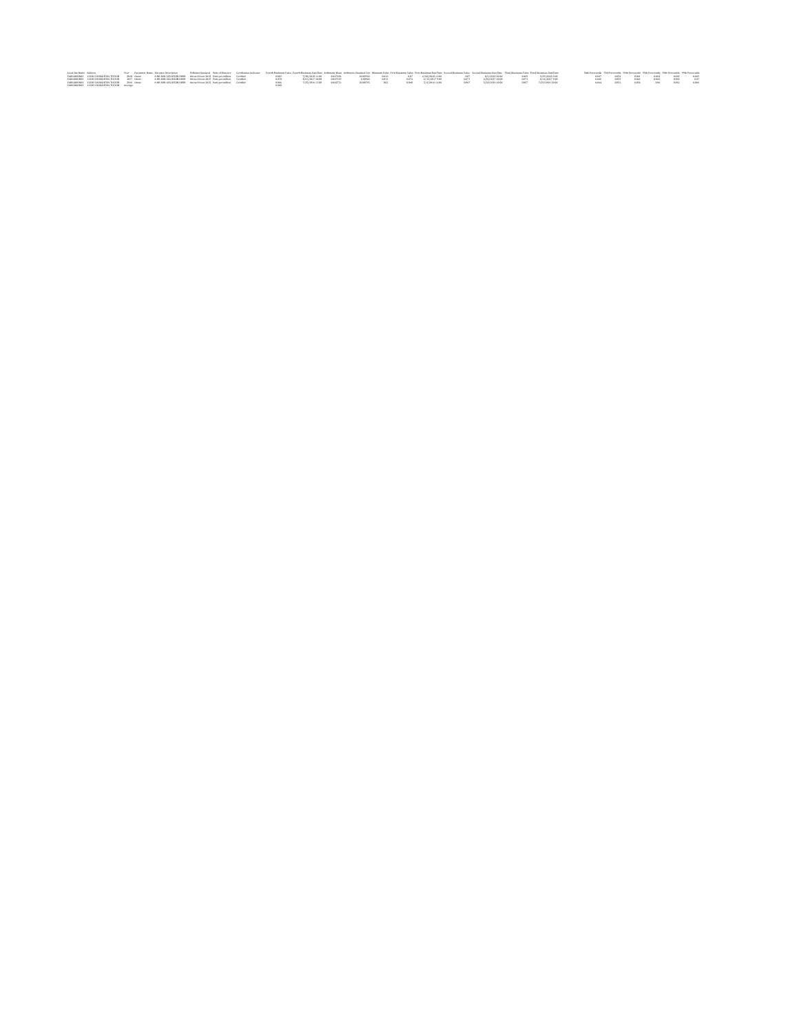| Local Site Name | Address | Year | Parameter Name | Duration Description | Pollutant Standard | Units of Measure | Certification Indicator | Fourth Maximum Value | Fourth Maximum DateTime | Arithmetic Mean | Arithmetic Standard Dev | Minimum Value | First Maximum Value | First Maximum DateTime | Second Maximum Value | Second Maximum DateTime | Third Maximum Value | Third Maximum DateTime | 50th Percentile | 70th Percentile | 90th Percentile | 95th Percentile | 98th Percentile | 99th Percentile |
|---|---|---|---|---|---|---|---|---|---|---|---|---|---|---|---|---|---|---|---|---|---|---|---|---|
| FAIRGROUNDS | 11330 S HOUGHTON, TUCSON | 2018 | Ozone | 8-HR RUN AVG BEGIN HOUR | Ozone 8-hour 2015 | Parts per million | Certified | 0.069 | 7/28/2018 11:00 | 0.047336 | 0.009956 | 0.015 | 0.07 | 6/28/2018 11:00 | 0.07 | 8/2/2018 10:00 | 0.069 | 5/29/2018 9:00 | 0.047 | 0.054 | 0.061 | 0.064 | 0.068 | 0.069 |
| FAIRGROUNDS | 11330 S HOUGHTON, TUCSON | 2017 | Ozone | 8-HR RUN AVG BEGIN HOUR | Ozone 8-hour 2015 | Parts per million | Certified | 0.070 | 4/21/2017 10:00 | 0.047139 | 0.00966 | 0.015 | 0.074 | 5/15/2017 9:00 | 0.071 | 6/20/2017 10:00 | 0.071 | 6/14/2017 9:00 | 0.046 | 0.055 | 0.061 | 0.065 | 0.069 | 0.07 |
| FAIRGROUNDS | 11330 S HOUGHTON, TUCSON | 2016 | Ozone | 8-HR RUN AVG BEGIN HOUR | Ozone 8-hour 2015 | Parts per million | Certified | 0.066 | 7/25/2016 11:00 | 0.044772 | 0.00875 | 0.02 | 0.068 | 5/3/2016 11:00 | 0.067 | 5/20/2016 10:00 | 0.067 | 7/29/2016 10:00 | 0.044 | 0.051 | 0.056 | 0.06 | 0.062 | 0.066 |
| FAIRGROUNDS | 11330 S HOUGHTON, TUCSON | Average | | | | | | 0.068 | | | | | | | | | | | | | | | | |